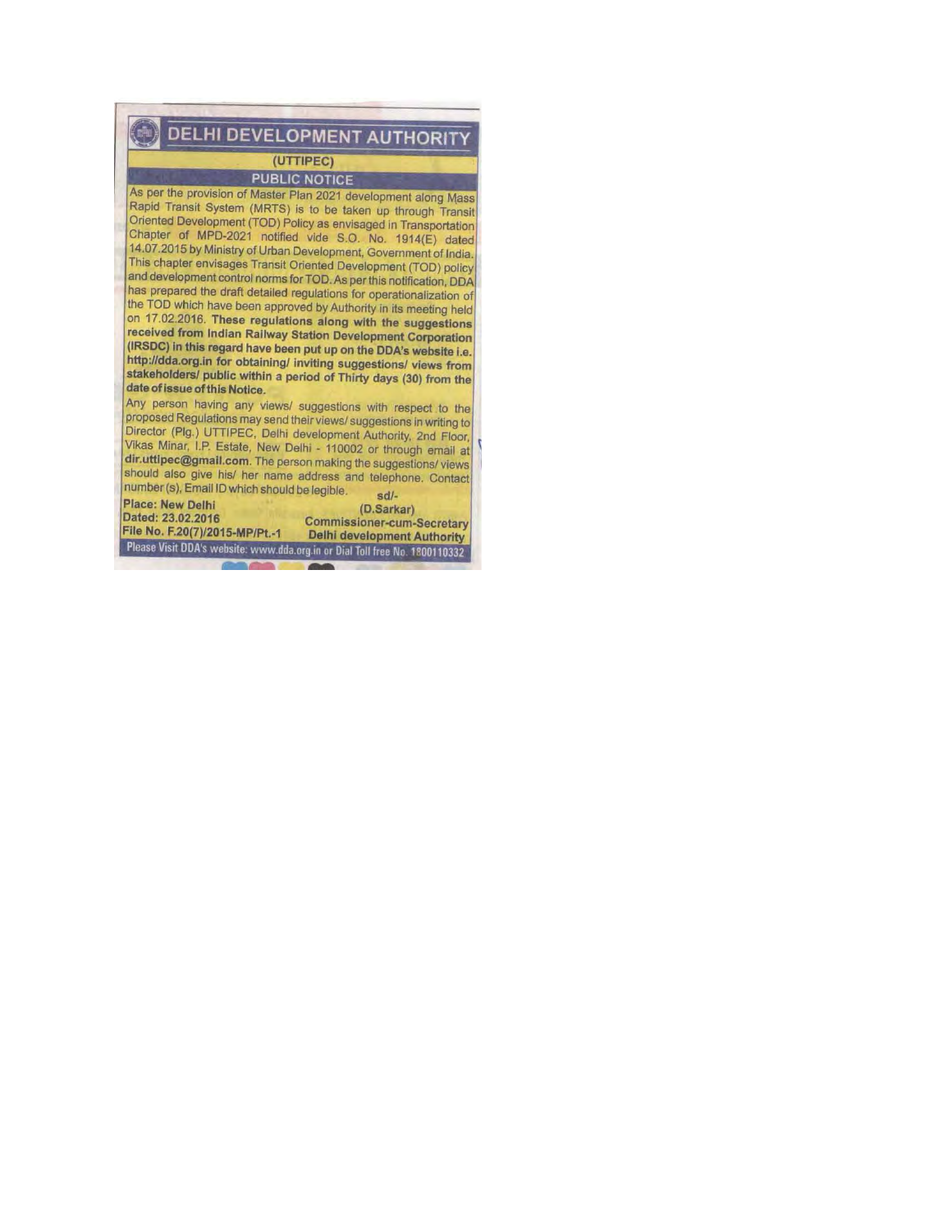# DELHI DEVELOPMENT AUTHORITY

## (UTTIPEC)

## PUBLIC NOTICE

As per the provision of Master Plan 2021 development along Mass Rapid Transit System (MRTS) is to be taken up through Transit Oriented Development (TOD) Policy as envisaged in Transportation Chapter of MPD-2021 notified vide S.O. No. 1914(E) dated 14.07.2015 by Ministry of Urban Development, Government of India. This chapter envisages Transit Oriented Development (TOD) policy and development control norms for TOD. As per this notification, DDA has prepared the draft detailed regulations for operationalization of the TOD which have been approved by Authority in its meeting held on 17.02.2016. **These regulations along with the suggestions received from Indian Railway Station Development Corporation (IRSDC) in this regard have been put up on the DDA's website i.e. http://dda.org.in for obtaining/ inviting suggestions/ views from stakeholders/ public within a period of Thirty days (30) from the date of issue of this Notice.**

Any person having any views/ suggestions with respect to the proposed Regulations may send their views/ suggestions in writing to Director (Plg.) UTTIPEC, Delhi development Authority, 2nd Floor, Vikas Minar, I.P. Estate, New Delhi - 110002 or through email at **dir.uttipec@gmail.com**. The person making the suggestions/ views should also give his/ her name address and telephone. Contact number (s), Email ID which should be legible.

**Place: New Delhi**
**Dated: 23.02.2016**
**File No. F.20(7)/2015-MP/Pt.-1**

sd/-
**(D.Sarkar)**
**Commissioner-cum-Secretary**
**Delhi development Authority**

**Please Visit DDA's website: www.dda.org.in or Dial Toll free No. 1800110332**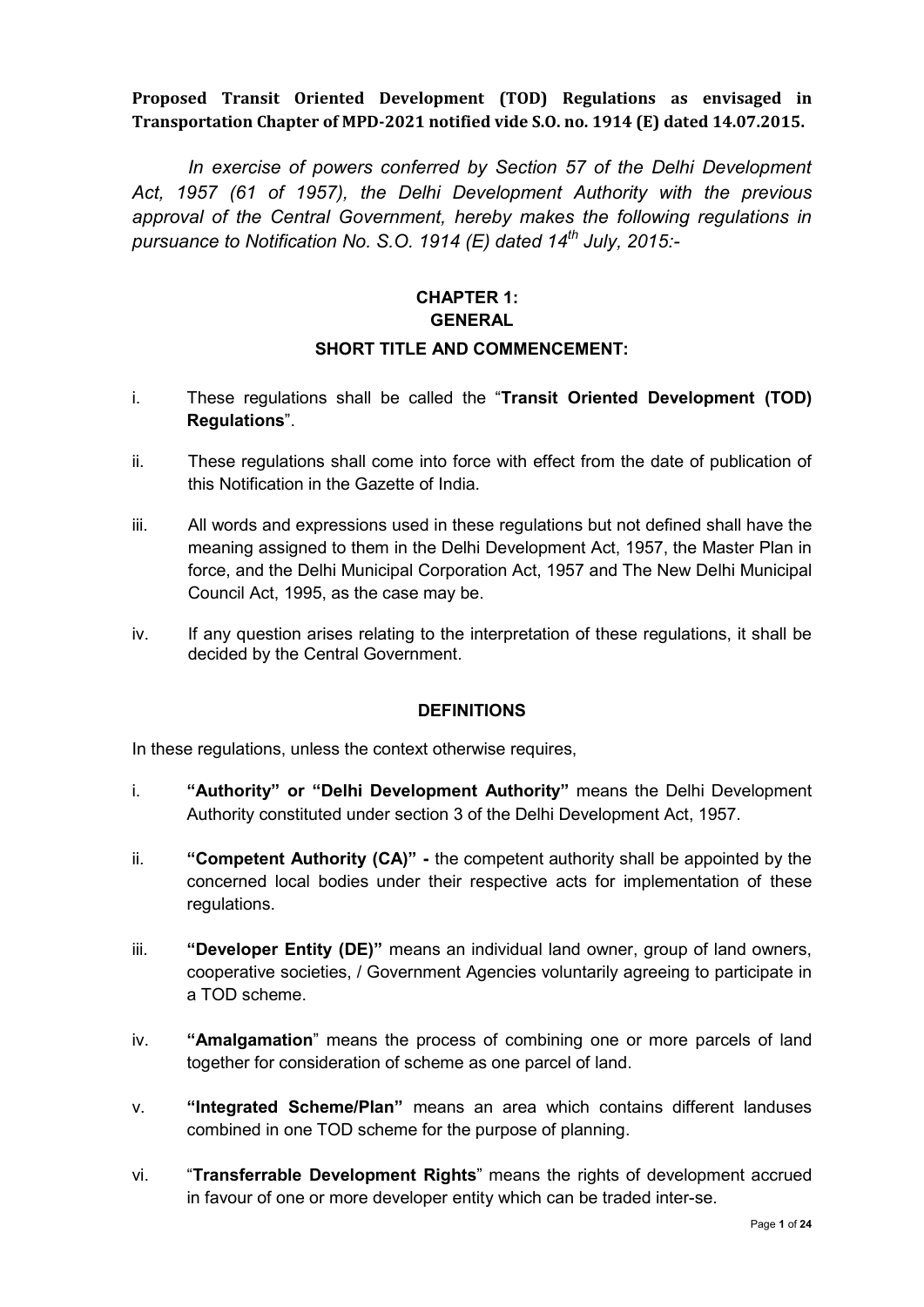**Proposed Transit Oriented Development (TOD) Regulations as envisaged in Transportation Chapter of MPD-2021 notified vide S.O. no. 1914 (E) dated 14.07.2015.**

*In exercise of powers conferred by Section 57 of the Delhi Development Act, 1957 (61 of 1957), the Delhi Development Authority with the previous approval of the Central Government, hereby makes the following regulations in pursuance to Notification No. S.O. 1914 (E) dated 14th July, 2015:-*

# CHAPTER 1: GENERAL

## SHORT TITLE AND COMMENCEMENT:

i. These regulations shall be called the "**Transit Oriented Development (TOD) Regulations**".

ii. These regulations shall come into force with effect from the date of publication of this Notification in the Gazette of India.

iii. All words and expressions used in these regulations but not defined shall have the meaning assigned to them in the Delhi Development Act, 1957, the Master Plan in force, and the Delhi Municipal Corporation Act, 1957 and The New Delhi Municipal Council Act, 1995, as the case may be.

iv. If any question arises relating to the interpretation of these regulations, it shall be decided by the Central Government.

## DEFINITIONS

In these regulations, unless the context otherwise requires,

i. **"Authority" or "Delhi Development Authority"** means the Delhi Development Authority constituted under section 3 of the Delhi Development Act, 1957.

ii. **"Competent Authority (CA)" -** the competent authority shall be appointed by the concerned local bodies under their respective acts for implementation of these regulations.

iii. **"Developer Entity (DE)"** means an individual land owner, group of land owners, cooperative societies, / Government Agencies voluntarily agreeing to participate in a TOD scheme.

iv. **"Amalgamation**" means the process of combining one or more parcels of land together for consideration of scheme as one parcel of land.

v. **"Integrated Scheme/Plan"** means an area which contains different landuses combined in one TOD scheme for the purpose of planning.

vi. "**Transferrable Development Rights**" means the rights of development accrued in favour of one or more developer entity which can be traded inter-se.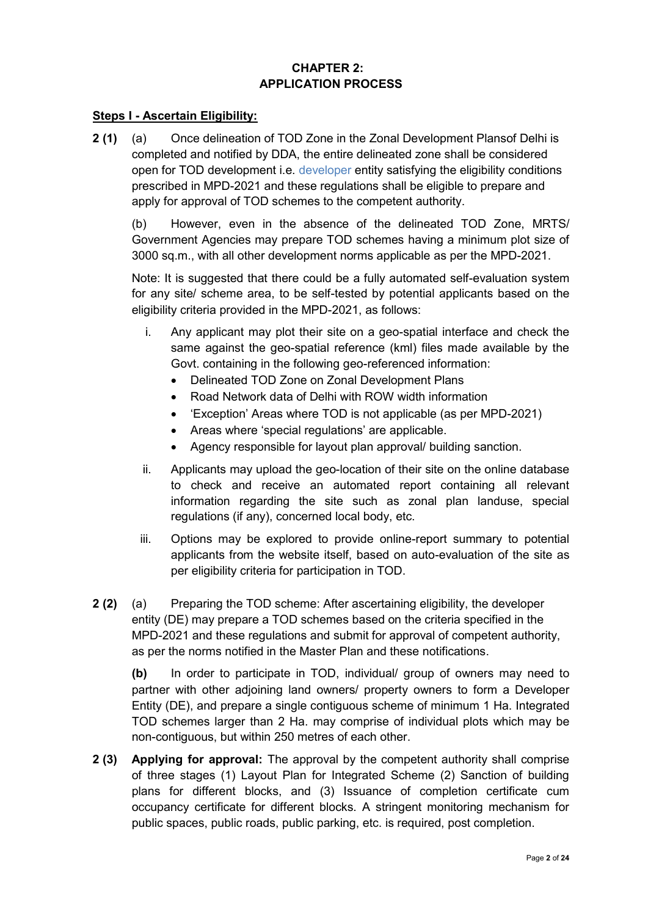## CHAPTER 2:
## APPLICATION PROCESS

### Steps I - Ascertain Eligibility:

**2 (1)** (a) Once delineation of TOD Zone in the Zonal Development Plansof Delhi is completed and notified by DDA, the entire delineated zone shall be considered open for TOD development i.e. developer entity satisfying the eligibility conditions prescribed in MPD-2021 and these regulations shall be eligible to prepare and apply for approval of TOD schemes to the competent authority.

(b) However, even in the absence of the delineated TOD Zone, MRTS/ Government Agencies may prepare TOD schemes having a minimum plot size of 3000 sq.m., with all other development norms applicable as per the MPD-2021.

Note: It is suggested that there could be a fully automated self-evaluation system for any site/ scheme area, to be self-tested by potential applicants based on the eligibility criteria provided in the MPD-2021, as follows:

i. Any applicant may plot their site on a geo-spatial interface and check the same against the geo-spatial reference (kml) files made available by the Govt. containing in the following geo-referenced information:
   - Delineated TOD Zone on Zonal Development Plans
   - Road Network data of Delhi with ROW width information
   - 'Exception' Areas where TOD is not applicable (as per MPD-2021)
   - Areas where 'special regulations' are applicable.
   - Agency responsible for layout plan approval/ building sanction.

ii. Applicants may upload the geo-location of their site on the online database to check and receive an automated report containing all relevant information regarding the site such as zonal plan landuse, special regulations (if any), concerned local body, etc.

iii. Options may be explored to provide online-report summary to potential applicants from the website itself, based on auto-evaluation of the site as per eligibility criteria for participation in TOD.

**2 (2)** (a) Preparing the TOD scheme: After ascertaining eligibility, the developer entity (DE) may prepare a TOD schemes based on the criteria specified in the MPD-2021 and these regulations and submit for approval of competent authority, as per the norms notified in the Master Plan and these notifications.

**(b)** In order to participate in TOD, individual/ group of owners may need to partner with other adjoining land owners/ property owners to form a Developer Entity (DE), and prepare a single contiguous scheme of minimum 1 Ha. Integrated TOD schemes larger than 2 Ha. may comprise of individual plots which may be non-contiguous, but within 250 metres of each other.

**2 (3)** **Applying for approval:** The approval by the competent authority shall comprise of three stages (1) Layout Plan for Integrated Scheme (2) Sanction of building plans for different blocks, and (3) Issuance of completion certificate cum occupancy certificate for different blocks. A stringent monitoring mechanism for public spaces, public roads, public parking, etc. is required, post completion.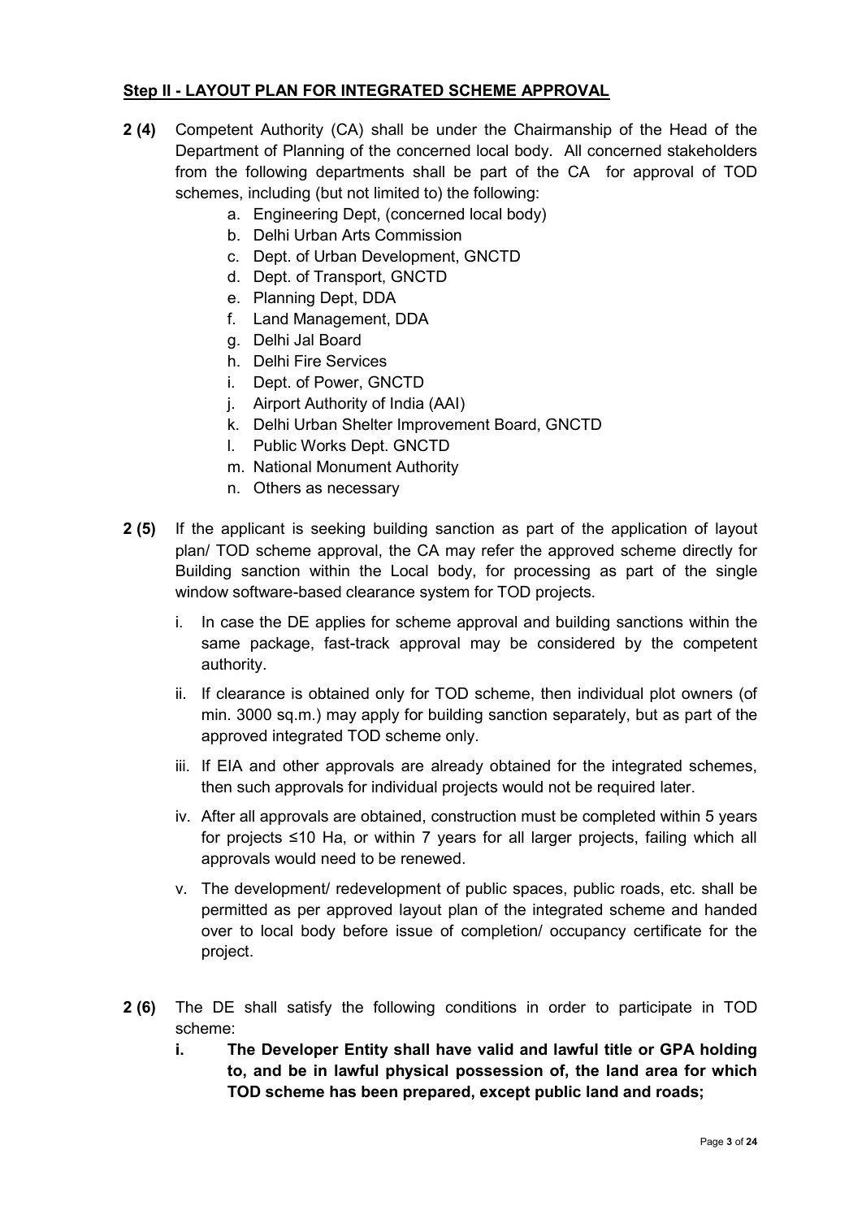**Step II - LAYOUT PLAN FOR INTEGRATED SCHEME APPROVAL**

**2 (4)** Competent Authority (CA) shall be under the Chairmanship of the Head of the Department of Planning of the concerned local body. All concerned stakeholders from the following departments shall be part of the CA for approval of TOD schemes, including (but not limited to) the following:

a. Engineering Dept, (concerned local body)
b. Delhi Urban Arts Commission
c. Dept. of Urban Development, GNCTD
d. Dept. of Transport, GNCTD
e. Planning Dept, DDA
f. Land Management, DDA
g. Delhi Jal Board
h. Delhi Fire Services
i. Dept. of Power, GNCTD
j. Airport Authority of India (AAI)
k. Delhi Urban Shelter Improvement Board, GNCTD
l. Public Works Dept. GNCTD
m. National Monument Authority
n. Others as necessary

**2 (5)** If the applicant is seeking building sanction as part of the application of layout plan/ TOD scheme approval, the CA may refer the approved scheme directly for Building sanction within the Local body, for processing as part of the single window software-based clearance system for TOD projects.

i. In case the DE applies for scheme approval and building sanctions within the same package, fast-track approval may be considered by the competent authority.

ii. If clearance is obtained only for TOD scheme, then individual plot owners (of min. 3000 sq.m.) may apply for building sanction separately, but as part of the approved integrated TOD scheme only.

iii. If EIA and other approvals are already obtained for the integrated schemes, then such approvals for individual projects would not be required later.

iv. After all approvals are obtained, construction must be completed within 5 years for projects ≤10 Ha, or within 7 years for all larger projects, failing which all approvals would need to be renewed.

v. The development/ redevelopment of public spaces, public roads, etc. shall be permitted as per approved layout plan of the integrated scheme and handed over to local body before issue of completion/ occupancy certificate for the project.

**2 (6)** The DE shall satisfy the following conditions in order to participate in TOD scheme:

**i. The Developer Entity shall have valid and lawful title or GPA holding to, and be in lawful physical possession of, the land area for which TOD scheme has been prepared, except public land and roads;**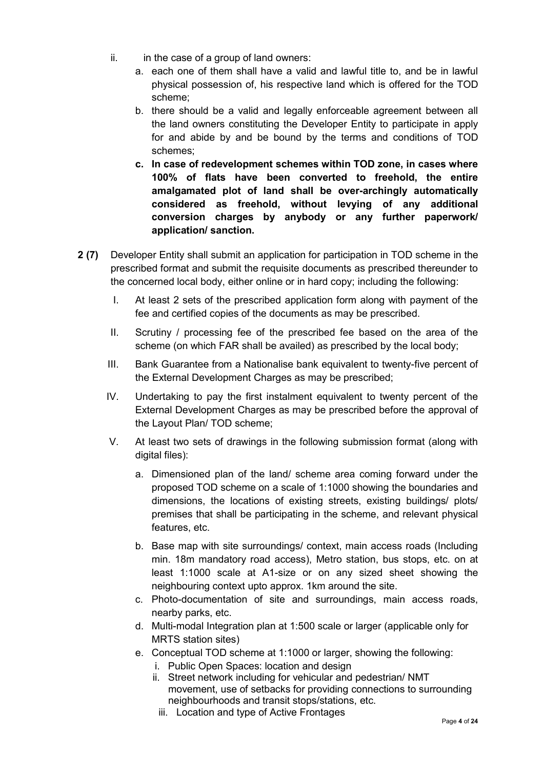ii. in the case of a group of land owners:

   a. each one of them shall have a valid and lawful title to, and be in lawful physical possession of, his respective land which is offered for the TOD scheme;

   b. there should be a valid and legally enforceable agreement between all the land owners constituting the Developer Entity to participate in apply for and abide by and be bound by the terms and conditions of TOD schemes;

   c. **In case of redevelopment schemes within TOD zone, in cases where 100% of flats have been converted to freehold, the entire amalgamated plot of land shall be over-archingly automatically considered as freehold, without levying of any additional conversion charges by anybody or any further paperwork/ application/ sanction.**

**2 (7)** Developer Entity shall submit an application for participation in TOD scheme in the prescribed format and submit the requisite documents as prescribed thereunder to the concerned local body, either online or in hard copy; including the following:

I. At least 2 sets of the prescribed application form along with payment of the fee and certified copies of the documents as may be prescribed.

II. Scrutiny / processing fee of the prescribed fee based on the area of the scheme (on which FAR shall be availed) as prescribed by the local body;

III. Bank Guarantee from a Nationalise bank equivalent to twenty-five percent of the External Development Charges as may be prescribed;

IV. Undertaking to pay the first instalment equivalent to twenty percent of the External Development Charges as may be prescribed before the approval of the Layout Plan/ TOD scheme;

V. At least two sets of drawings in the following submission format (along with digital files):

   a. Dimensioned plan of the land/ scheme area coming forward under the proposed TOD scheme on a scale of 1:1000 showing the boundaries and dimensions, the locations of existing streets, existing buildings/ plots/ premises that shall be participating in the scheme, and relevant physical features, etc.

   b. Base map with site surroundings/ context, main access roads (Including min. 18m mandatory road access), Metro station, bus stops, etc. on at least 1:1000 scale at A1-size or on any sized sheet showing the neighbouring context upto approx. 1km around the site.

   c. Photo-documentation of site and surroundings, main access roads, nearby parks, etc.

   d. Multi-modal Integration plan at 1:500 scale or larger (applicable only for MRTS station sites)

   e. Conceptual TOD scheme at 1:1000 or larger, showing the following:

      i. Public Open Spaces: location and design

      ii. Street network including for vehicular and pedestrian/ NMT movement, use of setbacks for providing connections to surrounding neighbourhoods and transit stops/stations, etc.

      iii. Location and type of Active Frontages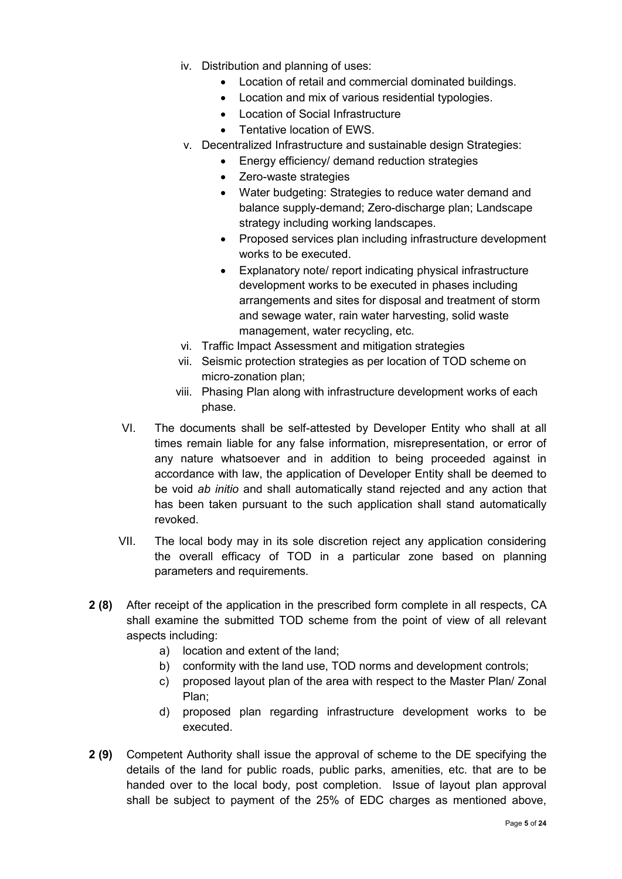iv. Distribution and planning of uses:
   - Location of retail and commercial dominated buildings.
   - Location and mix of various residential typologies.
   - Location of Social Infrastructure
   - Tentative location of EWS.

v. Decentralized Infrastructure and sustainable design Strategies:
   - Energy efficiency/ demand reduction strategies
   - Zero-waste strategies
   - Water budgeting: Strategies to reduce water demand and balance supply-demand; Zero-discharge plan; Landscape strategy including working landscapes.
   - Proposed services plan including infrastructure development works to be executed.
   - Explanatory note/ report indicating physical infrastructure development works to be executed in phases including arrangements and sites for disposal and treatment of storm and sewage water, rain water harvesting, solid waste management, water recycling, etc.

vi. Traffic Impact Assessment and mitigation strategies

vii. Seismic protection strategies as per location of TOD scheme on micro-zonation plan;

viii. Phasing Plan along with infrastructure development works of each phase.

VI. The documents shall be self-attested by Developer Entity who shall at all times remain liable for any false information, misrepresentation, or error of any nature whatsoever and in addition to being proceeded against in accordance with law, the application of Developer Entity shall be deemed to be void *ab initio* and shall automatically stand rejected and any action that has been taken pursuant to the such application shall stand automatically revoked.

VII. The local body may in its sole discretion reject any application considering the overall efficacy of TOD in a particular zone based on planning parameters and requirements.

**2 (8)** After receipt of the application in the prescribed form complete in all respects, CA shall examine the submitted TOD scheme from the point of view of all relevant aspects including:

a) location and extent of the land;
b) conformity with the land use, TOD norms and development controls;
c) proposed layout plan of the area with respect to the Master Plan/ Zonal Plan;
d) proposed plan regarding infrastructure development works to be executed.

**2 (9)** Competent Authority shall issue the approval of scheme to the DE specifying the details of the land for public roads, public parks, amenities, etc. that are to be handed over to the local body, post completion. Issue of layout plan approval shall be subject to payment of the 25% of EDC charges as mentioned above,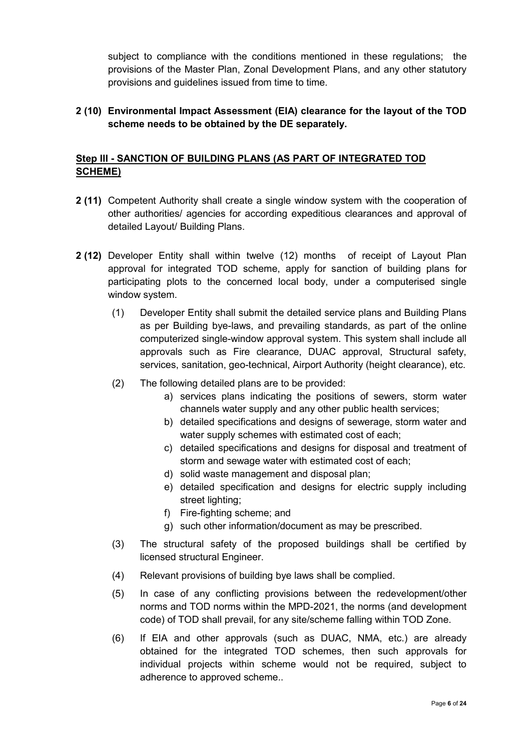subject to compliance with the conditions mentioned in these regulations; the provisions of the Master Plan, Zonal Development Plans, and any other statutory provisions and guidelines issued from time to time.

**2 (10) Environmental Impact Assessment (EIA) clearance for the layout of the TOD scheme needs to be obtained by the DE separately.**

## Step III - SANCTION OF BUILDING PLANS (AS PART OF INTEGRATED TOD SCHEME)

**2 (11)** Competent Authority shall create a single window system with the cooperation of other authorities/ agencies for according expeditious clearances and approval of detailed Layout/ Building Plans.

**2 (12)** Developer Entity shall within twelve (12) months of receipt of Layout Plan approval for integrated TOD scheme, apply for sanction of building plans for participating plots to the concerned local body, under a computerised single window system.

(1) Developer Entity shall submit the detailed service plans and Building Plans as per Building bye-laws, and prevailing standards, as part of the online computerized single-window approval system. This system shall include all approvals such as Fire clearance, DUAC approval, Structural safety, services, sanitation, geo-technical, Airport Authority (height clearance), etc.

(2) The following detailed plans are to be provided:

   a) services plans indicating the positions of sewers, storm water channels water supply and any other public health services;
   b) detailed specifications and designs of sewerage, storm water and water supply schemes with estimated cost of each;
   c) detailed specifications and designs for disposal and treatment of storm and sewage water with estimated cost of each;
   d) solid waste management and disposal plan;
   e) detailed specification and designs for electric supply including street lighting;
   f) Fire-fighting scheme; and
   g) such other information/document as may be prescribed.

(3) The structural safety of the proposed buildings shall be certified by licensed structural Engineer.

(4) Relevant provisions of building bye laws shall be complied.

(5) In case of any conflicting provisions between the redevelopment/other norms and TOD norms within the MPD-2021, the norms (and development code) of TOD shall prevail, for any site/scheme falling within TOD Zone.

(6) If EIA and other approvals (such as DUAC, NMA, etc.) are already obtained for the integrated TOD schemes, then such approvals for individual projects within scheme would not be required, subject to adherence to approved scheme..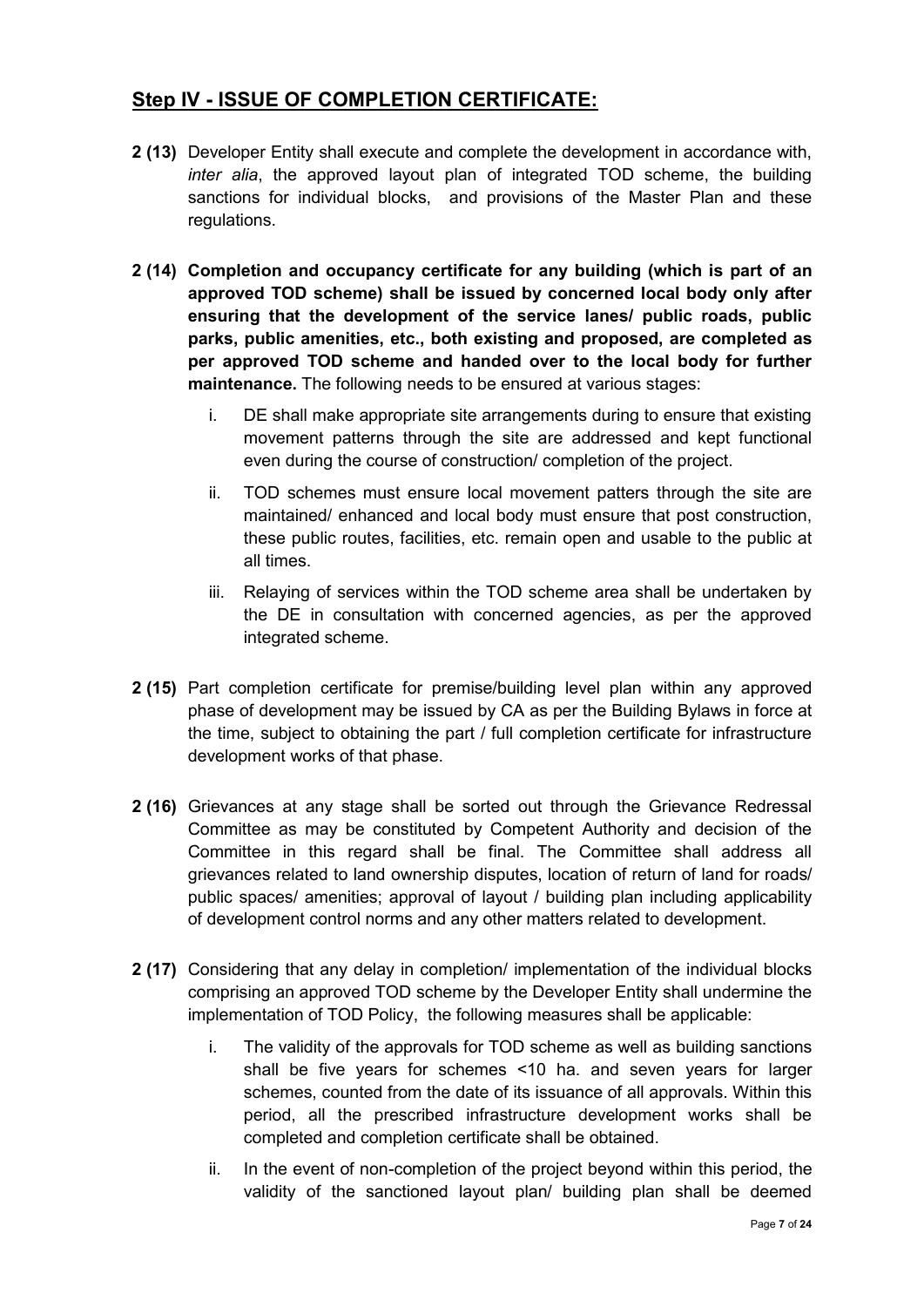## Step IV - ISSUE OF COMPLETION CERTIFICATE:

**2 (13)** Developer Entity shall execute and complete the development in accordance with, *inter alia*, the approved layout plan of integrated TOD scheme, the building sanctions for individual blocks, and provisions of the Master Plan and these regulations.

**2 (14) Completion and occupancy certificate for any building (which is part of an approved TOD scheme) shall be issued by concerned local body only after ensuring that the development of the service lanes/ public roads, public parks, public amenities, etc., both existing and proposed, are completed as per approved TOD scheme and handed over to the local body for further maintenance.** The following needs to be ensured at various stages:

i. DE shall make appropriate site arrangements during to ensure that existing movement patterns through the site are addressed and kept functional even during the course of construction/ completion of the project.

ii. TOD schemes must ensure local movement patters through the site are maintained/ enhanced and local body must ensure that post construction, these public routes, facilities, etc. remain open and usable to the public at all times.

iii. Relaying of services within the TOD scheme area shall be undertaken by the DE in consultation with concerned agencies, as per the approved integrated scheme.

**2 (15)** Part completion certificate for premise/building level plan within any approved phase of development may be issued by CA as per the Building Bylaws in force at the time, subject to obtaining the part / full completion certificate for infrastructure development works of that phase.

**2 (16)** Grievances at any stage shall be sorted out through the Grievance Redressal Committee as may be constituted by Competent Authority and decision of the Committee in this regard shall be final. The Committee shall address all grievances related to land ownership disputes, location of return of land for roads/ public spaces/ amenities; approval of layout / building plan including applicability of development control norms and any other matters related to development.

**2 (17)** Considering that any delay in completion/ implementation of the individual blocks comprising an approved TOD scheme by the Developer Entity shall undermine the implementation of TOD Policy, the following measures shall be applicable:

i. The validity of the approvals for TOD scheme as well as building sanctions shall be five years for schemes <10 ha. and seven years for larger schemes, counted from the date of its issuance of all approvals. Within this period, all the prescribed infrastructure development works shall be completed and completion certificate shall be obtained.

ii. In the event of non-completion of the project beyond within this period, the validity of the sanctioned layout plan/ building plan shall be deemed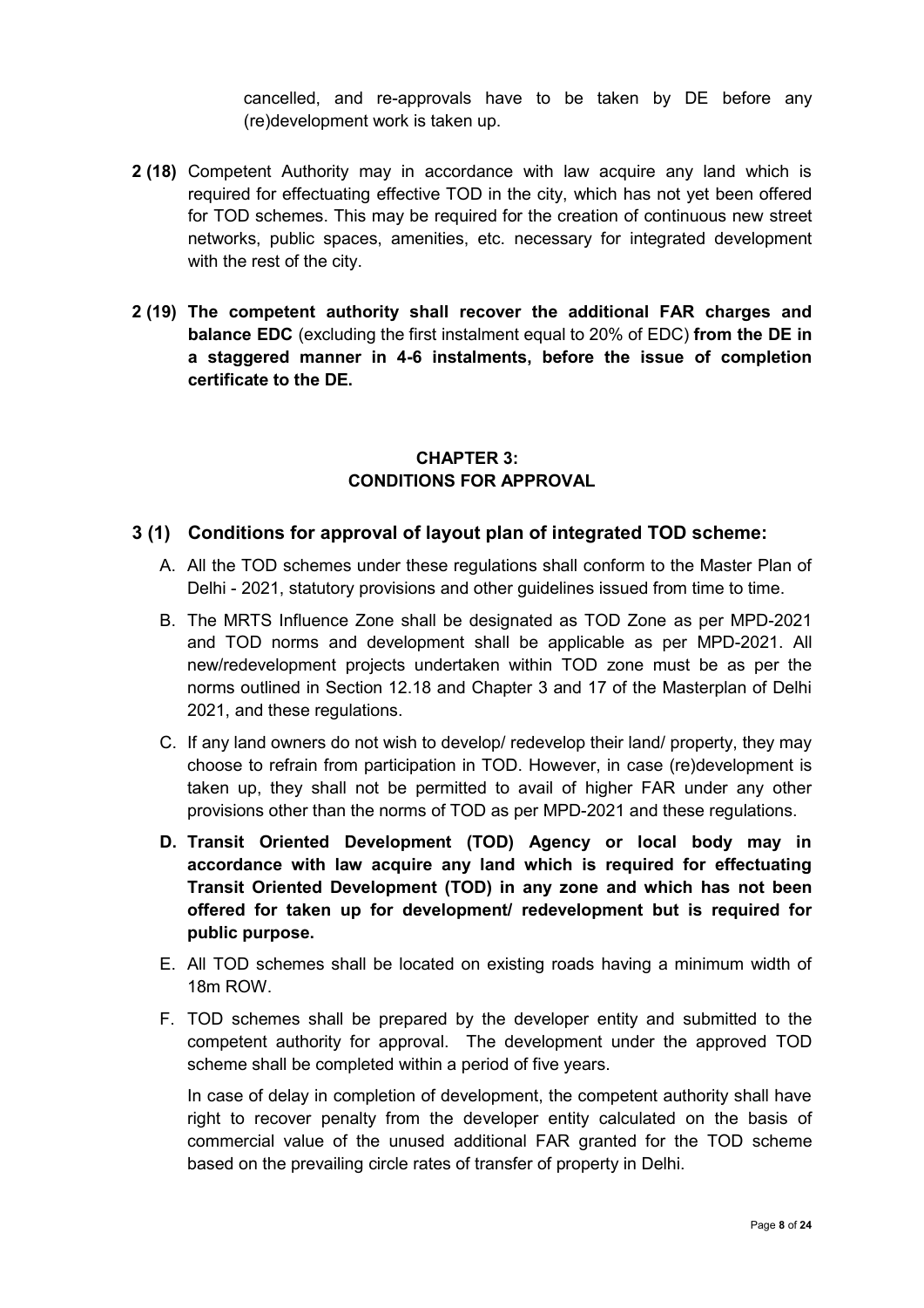cancelled, and re-approvals have to be taken by DE before any (re)development work is taken up.

**2 (18)** Competent Authority may in accordance with law acquire any land which is required for effectuating effective TOD in the city, which has not yet been offered for TOD schemes. This may be required for the creation of continuous new street networks, public spaces, amenities, etc. necessary for integrated development with the rest of the city.

**2 (19) The competent authority shall recover the additional FAR charges and balance EDC** (excluding the first instalment equal to 20% of EDC) **from the DE in a staggered manner in 4-6 instalments, before the issue of completion certificate to the DE.**

## CHAPTER 3: CONDITIONS FOR APPROVAL

### 3 (1) Conditions for approval of layout plan of integrated TOD scheme:

A. All the TOD schemes under these regulations shall conform to the Master Plan of Delhi - 2021, statutory provisions and other guidelines issued from time to time.

B. The MRTS Influence Zone shall be designated as TOD Zone as per MPD-2021 and TOD norms and development shall be applicable as per MPD-2021. All new/redevelopment projects undertaken within TOD zone must be as per the norms outlined in Section 12.18 and Chapter 3 and 17 of the Masterplan of Delhi 2021, and these regulations.

C. If any land owners do not wish to develop/ redevelop their land/ property, they may choose to refrain from participation in TOD. However, in case (re)development is taken up, they shall not be permitted to avail of higher FAR under any other provisions other than the norms of TOD as per MPD-2021 and these regulations.

**D. Transit Oriented Development (TOD) Agency or local body may in accordance with law acquire any land which is required for effectuating Transit Oriented Development (TOD) in any zone and which has not been offered for taken up for development/ redevelopment but is required for public purpose.**

E. All TOD schemes shall be located on existing roads having a minimum width of 18m ROW.

F. TOD schemes shall be prepared by the developer entity and submitted to the competent authority for approval. The development under the approved TOD scheme shall be completed within a period of five years.

In case of delay in completion of development, the competent authority shall have right to recover penalty from the developer entity calculated on the basis of commercial value of the unused additional FAR granted for the TOD scheme based on the prevailing circle rates of transfer of property in Delhi.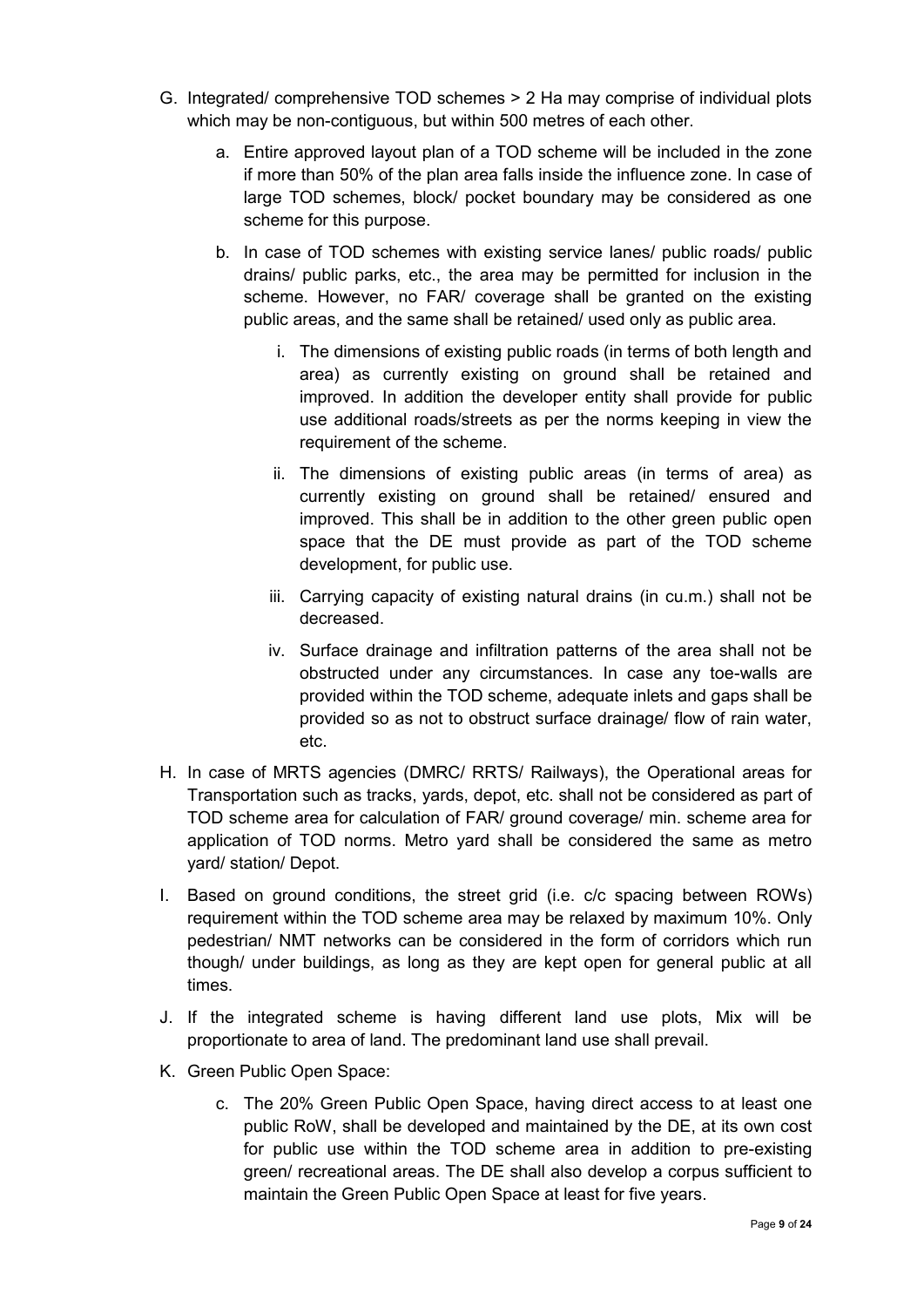G. Integrated/ comprehensive TOD schemes > 2 Ha may comprise of individual plots which may be non-contiguous, but within 500 metres of each other.

   a. Entire approved layout plan of a TOD scheme will be included in the zone if more than 50% of the plan area falls inside the influence zone. In case of large TOD schemes, block/ pocket boundary may be considered as one scheme for this purpose.

   b. In case of TOD schemes with existing service lanes/ public roads/ public drains/ public parks, etc., the area may be permitted for inclusion in the scheme. However, no FAR/ coverage shall be granted on the existing public areas, and the same shall be retained/ used only as public area.

      i. The dimensions of existing public roads (in terms of both length and area) as currently existing on ground shall be retained and improved. In addition the developer entity shall provide for public use additional roads/streets as per the norms keeping in view the requirement of the scheme.

      ii. The dimensions of existing public areas (in terms of area) as currently existing on ground shall be retained/ ensured and improved. This shall be in addition to the other green public open space that the DE must provide as part of the TOD scheme development, for public use.

      iii. Carrying capacity of existing natural drains (in cu.m.) shall not be decreased.

      iv. Surface drainage and infiltration patterns of the area shall not be obstructed under any circumstances. In case any toe-walls are provided within the TOD scheme, adequate inlets and gaps shall be provided so as not to obstruct surface drainage/ flow of rain water, etc.

H. In case of MRTS agencies (DMRC/ RRTS/ Railways), the Operational areas for Transportation such as tracks, yards, depot, etc. shall not be considered as part of TOD scheme area for calculation of FAR/ ground coverage/ min. scheme area for application of TOD norms. Metro yard shall be considered the same as metro yard/ station/ Depot.

I. Based on ground conditions, the street grid (i.e. c/c spacing between ROWs) requirement within the TOD scheme area may be relaxed by maximum 10%. Only pedestrian/ NMT networks can be considered in the form of corridors which run though/ under buildings, as long as they are kept open for general public at all times.

J. If the integrated scheme is having different land use plots, Mix will be proportionate to area of land. The predominant land use shall prevail.

K. Green Public Open Space:

   c. The 20% Green Public Open Space, having direct access to at least one public RoW, shall be developed and maintained by the DE, at its own cost for public use within the TOD scheme area in addition to pre-existing green/ recreational areas. The DE shall also develop a corpus sufficient to maintain the Green Public Open Space at least for five years.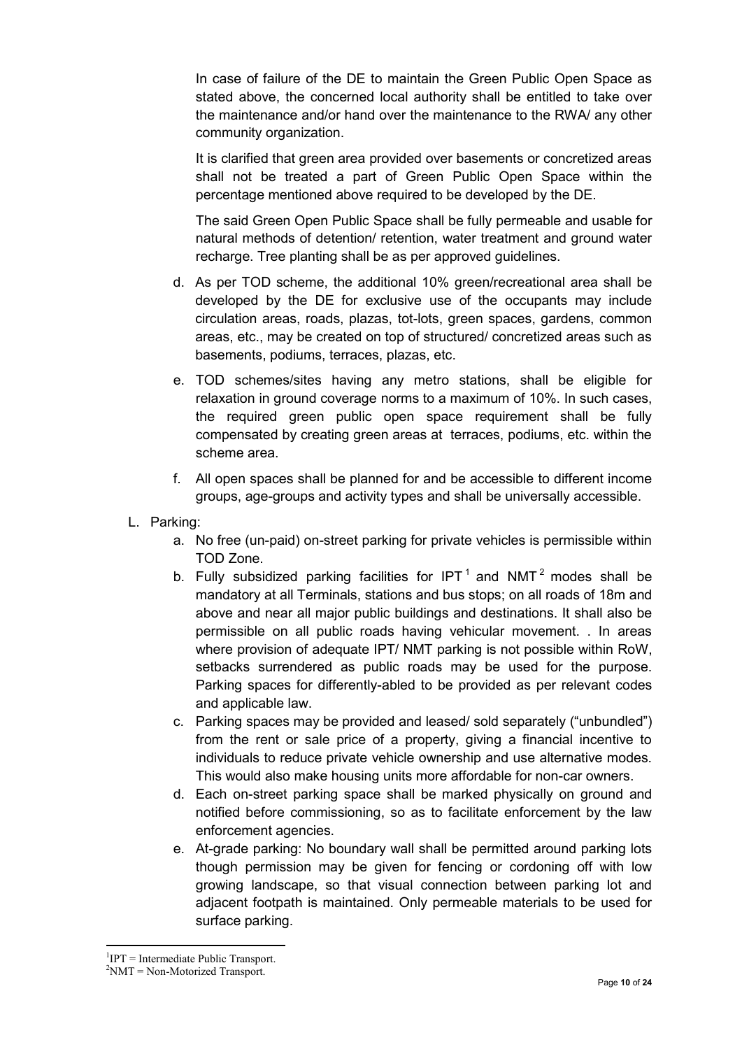In case of failure of the DE to maintain the Green Public Open Space as stated above, the concerned local authority shall be entitled to take over the maintenance and/or hand over the maintenance to the RWA/ any other community organization.

It is clarified that green area provided over basements or concretized areas shall not be treated a part of Green Public Open Space within the percentage mentioned above required to be developed by the DE.

The said Green Open Public Space shall be fully permeable and usable for natural methods of detention/ retention, water treatment and ground water recharge. Tree planting shall be as per approved guidelines.

d. As per TOD scheme, the additional 10% green/recreational area shall be developed by the DE for exclusive use of the occupants may include circulation areas, roads, plazas, tot-lots, green spaces, gardens, common areas, etc., may be created on top of structured/ concretized areas such as basements, podiums, terraces, plazas, etc.

e. TOD schemes/sites having any metro stations, shall be eligible for relaxation in ground coverage norms to a maximum of 10%. In such cases, the required green public open space requirement shall be fully compensated by creating green areas at terraces, podiums, etc. within the scheme area.

f. All open spaces shall be planned for and be accessible to different income groups, age-groups and activity types and shall be universally accessible.

L. Parking:

a. No free (un-paid) on-street parking for private vehicles is permissible within TOD Zone.

b. Fully subsidized parking facilities for IPT[1] and NMT[2] modes shall be mandatory at all Terminals, stations and bus stops; on all roads of 18m and above and near all major public buildings and destinations. It shall also be permissible on all public roads having vehicular movement. . In areas where provision of adequate IPT/ NMT parking is not possible within RoW, setbacks surrendered as public roads may be used for the purpose. Parking spaces for differently-abled to be provided as per relevant codes and applicable law.

c. Parking spaces may be provided and leased/ sold separately ("unbundled") from the rent or sale price of a property, giving a financial incentive to individuals to reduce private vehicle ownership and use alternative modes. This would also make housing units more affordable for non-car owners.

d. Each on-street parking space shall be marked physically on ground and notified before commissioning, so as to facilitate enforcement by the law enforcement agencies.

e. At-grade parking: No boundary wall shall be permitted around parking lots though permission may be given for fencing or cordoning off with low growing landscape, so that visual connection between parking lot and adjacent footpath is maintained. Only permeable materials to be used for surface parking.

---

[1] IPT = Intermediate Public Transport.

[2] NMT = Non-Motorized Transport.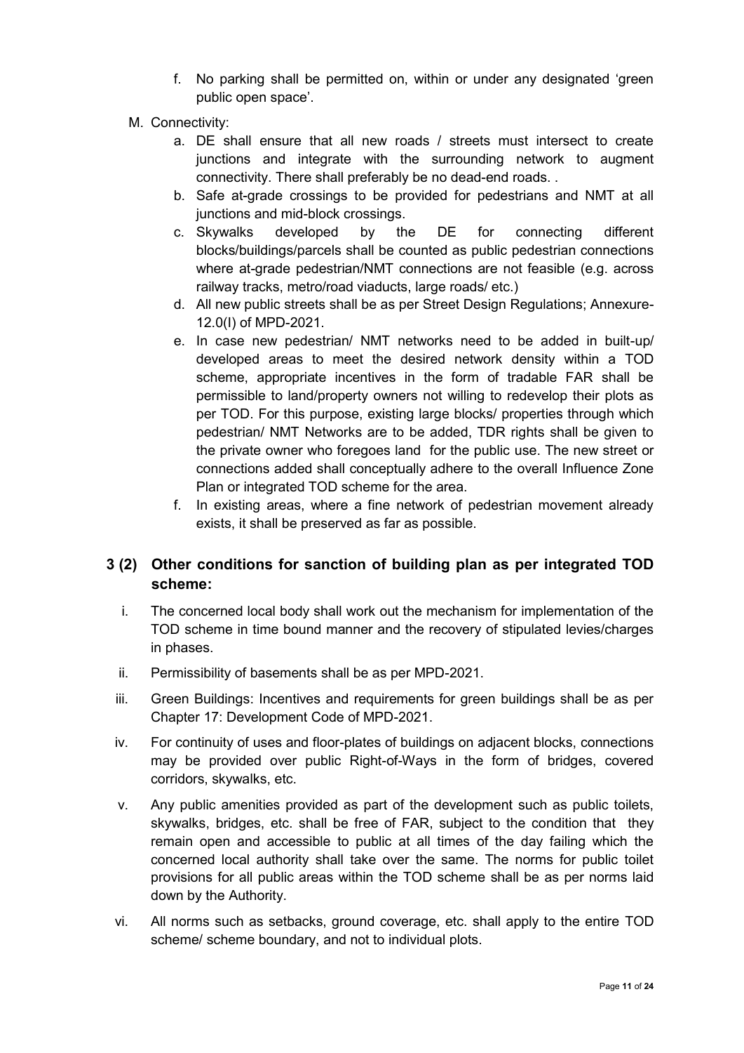f. No parking shall be permitted on, within or under any designated 'green public open space'.

M. Connectivity:

a. DE shall ensure that all new roads / streets must intersect to create junctions and integrate with the surrounding network to augment connectivity. There shall preferably be no dead-end roads. .

b. Safe at-grade crossings to be provided for pedestrians and NMT at all junctions and mid-block crossings.

c. Skywalks developed by the DE for connecting different blocks/buildings/parcels shall be counted as public pedestrian connections where at-grade pedestrian/NMT connections are not feasible (e.g. across railway tracks, metro/road viaducts, large roads/ etc.)

d. All new public streets shall be as per Street Design Regulations; Annexure-12.0(I) of MPD-2021.

e. In case new pedestrian/ NMT networks need to be added in built-up/ developed areas to meet the desired network density within a TOD scheme, appropriate incentives in the form of tradable FAR shall be permissible to land/property owners not willing to redevelop their plots as per TOD. For this purpose, existing large blocks/ properties through which pedestrian/ NMT Networks are to be added, TDR rights shall be given to the private owner who foregoes land for the public use. The new street or connections added shall conceptually adhere to the overall Influence Zone Plan or integrated TOD scheme for the area.

f. In existing areas, where a fine network of pedestrian movement already exists, it shall be preserved as far as possible.

## 3 (2) Other conditions for sanction of building plan as per integrated TOD scheme:

i. The concerned local body shall work out the mechanism for implementation of the TOD scheme in time bound manner and the recovery of stipulated levies/charges in phases.

ii. Permissibility of basements shall be as per MPD-2021.

iii. Green Buildings: Incentives and requirements for green buildings shall be as per Chapter 17: Development Code of MPD-2021.

iv. For continuity of uses and floor-plates of buildings on adjacent blocks, connections may be provided over public Right-of-Ways in the form of bridges, covered corridors, skywalks, etc.

v. Any public amenities provided as part of the development such as public toilets, skywalks, bridges, etc. shall be free of FAR, subject to the condition that they remain open and accessible to public at all times of the day failing which the concerned local authority shall take over the same. The norms for public toilet provisions for all public areas within the TOD scheme shall be as per norms laid down by the Authority.

vi. All norms such as setbacks, ground coverage, etc. shall apply to the entire TOD scheme/ scheme boundary, and not to individual plots.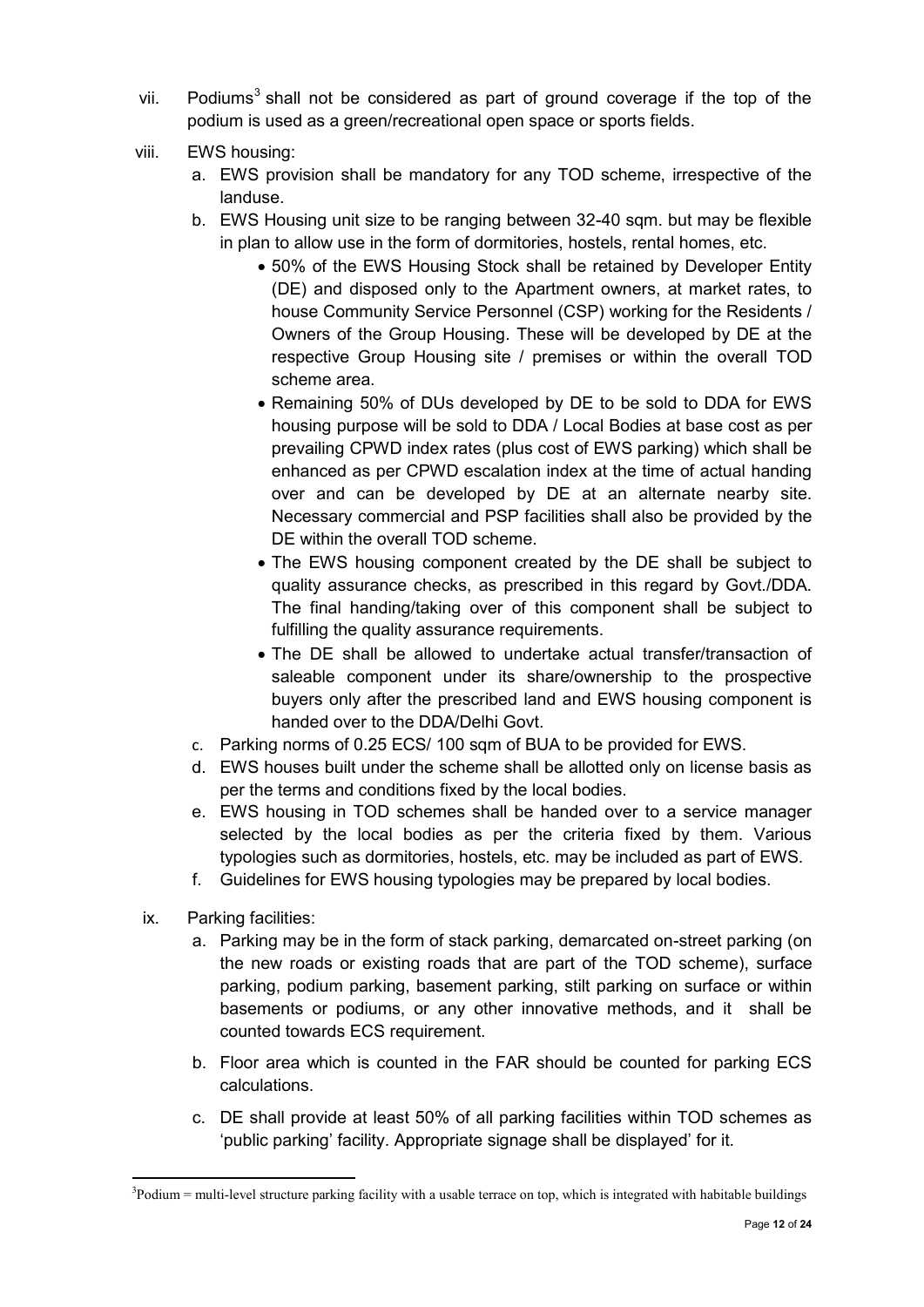vii. Podiums[3] shall not be considered as part of ground coverage if the top of the podium is used as a green/recreational open space or sports fields.

viii. EWS housing:

a. EWS provision shall be mandatory for any TOD scheme, irrespective of the landuse.

b. EWS Housing unit size to be ranging between 32-40 sqm. but may be flexible in plan to allow use in the form of dormitories, hostels, rental homes, etc.

- 50% of the EWS Housing Stock shall be retained by Developer Entity (DE) and disposed only to the Apartment owners, at market rates, to house Community Service Personnel (CSP) working for the Residents / Owners of the Group Housing. These will be developed by DE at the respective Group Housing site / premises or within the overall TOD scheme area.
- Remaining 50% of DUs developed by DE to be sold to DDA for EWS housing purpose will be sold to DDA / Local Bodies at base cost as per prevailing CPWD index rates (plus cost of EWS parking) which shall be enhanced as per CPWD escalation index at the time of actual handing over and can be developed by DE at an alternate nearby site. Necessary commercial and PSP facilities shall also be provided by the DE within the overall TOD scheme.
- The EWS housing component created by the DE shall be subject to quality assurance checks, as prescribed in this regard by Govt./DDA. The final handing/taking over of this component shall be subject to fulfilling the quality assurance requirements.
- The DE shall be allowed to undertake actual transfer/transaction of saleable component under its share/ownership to the prospective buyers only after the prescribed land and EWS housing component is handed over to the DDA/Delhi Govt.

c. Parking norms of 0.25 ECS/ 100 sqm of BUA to be provided for EWS.

d. EWS houses built under the scheme shall be allotted only on license basis as per the terms and conditions fixed by the local bodies.

e. EWS housing in TOD schemes shall be handed over to a service manager selected by the local bodies as per the criteria fixed by them. Various typologies such as dormitories, hostels, etc. may be included as part of EWS.

f. Guidelines for EWS housing typologies may be prepared by local bodies.

ix. Parking facilities:

a. Parking may be in the form of stack parking, demarcated on-street parking (on the new roads or existing roads that are part of the TOD scheme), surface parking, podium parking, basement parking, stilt parking on surface or within basements or podiums, or any other innovative methods, and it shall be counted towards ECS requirement.

b. Floor area which is counted in the FAR should be counted for parking ECS calculations.

c. DE shall provide at least 50% of all parking facilities within TOD schemes as 'public parking' facility. Appropriate signage shall be displayed' for it.

---

[3] Podium = multi-level structure parking facility with a usable terrace on top, which is integrated with habitable buildings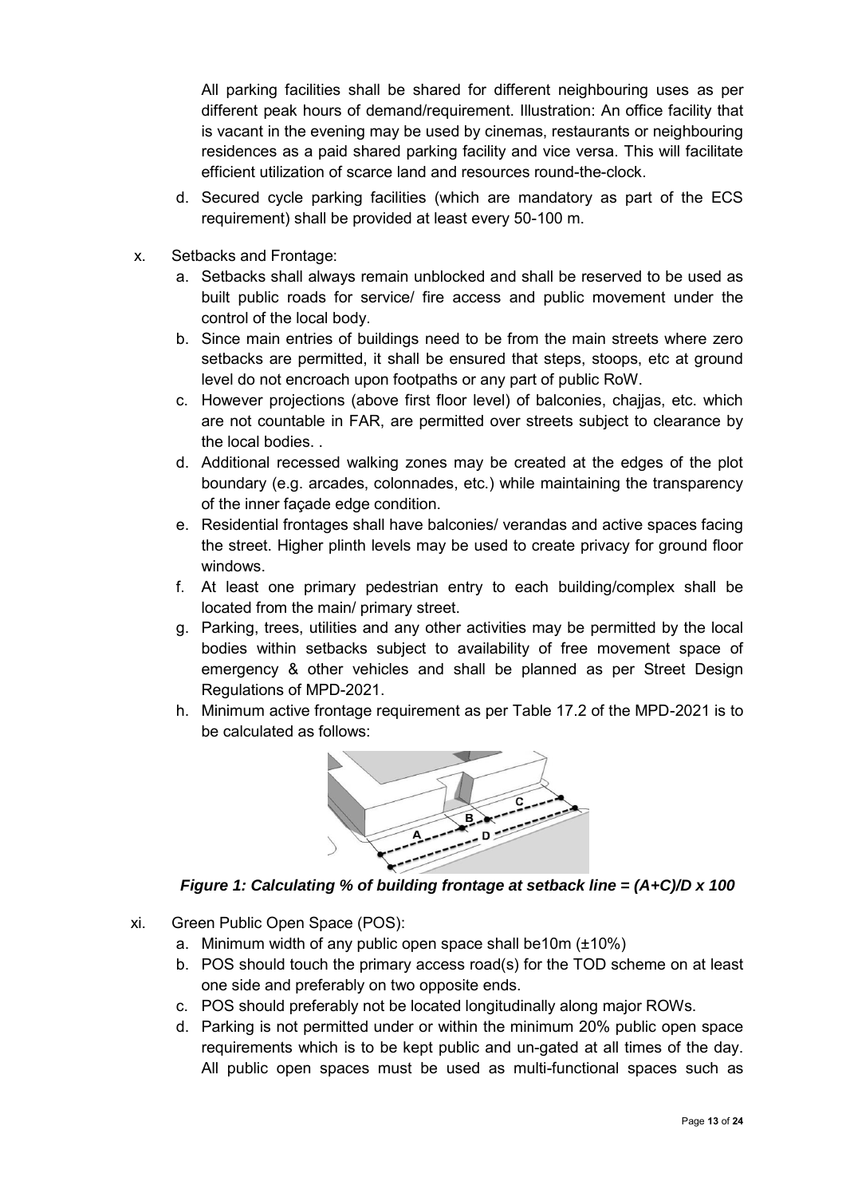All parking facilities shall be shared for different neighbouring uses as per different peak hours of demand/requirement. Illustration: An office facility that is vacant in the evening may be used by cinemas, restaurants or neighbouring residences as a paid shared parking facility and vice versa. This will facilitate efficient utilization of scarce land and resources round-the-clock.

d. Secured cycle parking facilities (which are mandatory as part of the ECS requirement) shall be provided at least every 50-100 m.

x. Setbacks and Frontage:

a. Setbacks shall always remain unblocked and shall be reserved to be used as built public roads for service/ fire access and public movement under the control of the local body.

b. Since main entries of buildings need to be from the main streets where zero setbacks are permitted, it shall be ensured that steps, stoops, etc at ground level do not encroach upon footpaths or any part of public RoW.

c. However projections (above first floor level) of balconies, chajjas, etc. which are not countable in FAR, are permitted over streets subject to clearance by the local bodies. .

d. Additional recessed walking zones may be created at the edges of the plot boundary (e.g. arcades, colonnades, etc.) while maintaining the transparency of the inner façade edge condition.

e. Residential frontages shall have balconies/ verandas and active spaces facing the street. Higher plinth levels may be used to create privacy for ground floor windows.

f. At least one primary pedestrian entry to each building/complex shall be located from the main/ primary street.

g. Parking, trees, utilities and any other activities may be permitted by the local bodies within setbacks subject to availability of free movement space of emergency & other vehicles and shall be planned as per Street Design Regulations of MPD-2021.

h. Minimum active frontage requirement as per Table 17.2 of the MPD-2021 is to be calculated as follows:

***Figure 1: Calculating % of building frontage at setback line = (A+C)/D x 100***

xi. Green Public Open Space (POS):

a. Minimum width of any public open space shall be10m (±10%)

b. POS should touch the primary access road(s) for the TOD scheme on at least one side and preferably on two opposite ends.

c. POS should preferably not be located longitudinally along major ROWs.

d. Parking is not permitted under or within the minimum 20% public open space requirements which is to be kept public and un-gated at all times of the day. All public open spaces must be used as multi-functional spaces such as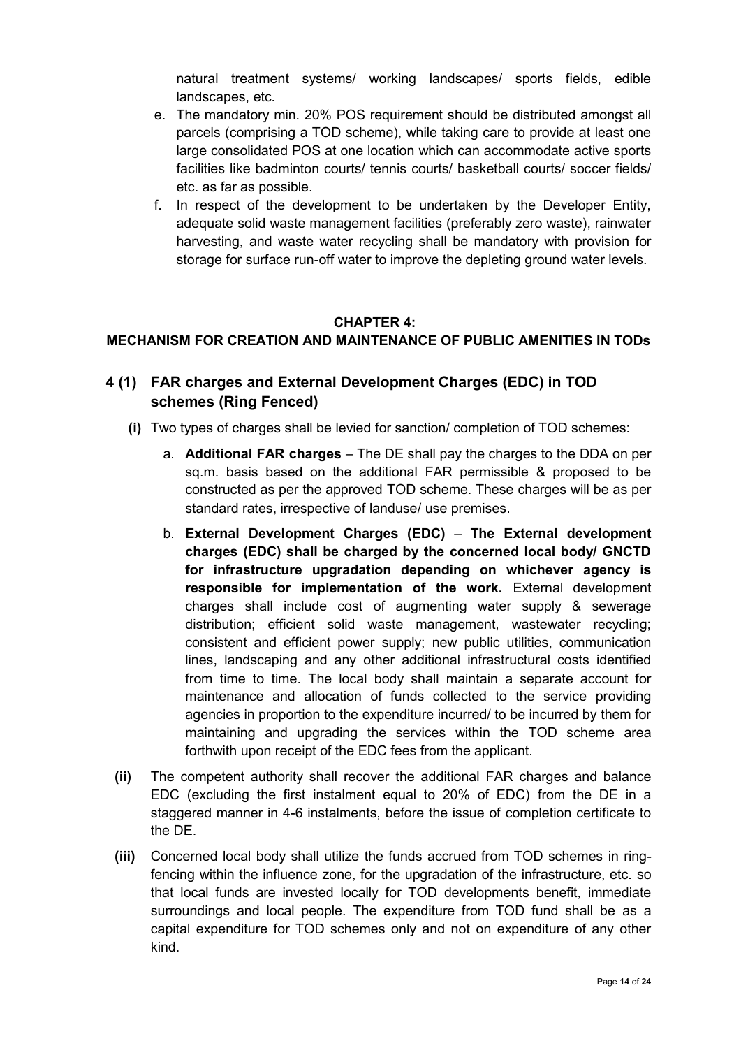natural treatment systems/ working landscapes/ sports fields, edible landscapes, etc.

e. The mandatory min. 20% POS requirement should be distributed amongst all parcels (comprising a TOD scheme), while taking care to provide at least one large consolidated POS at one location which can accommodate active sports facilities like badminton courts/ tennis courts/ basketball courts/ soccer fields/ etc. as far as possible.

f. In respect of the development to be undertaken by the Developer Entity, adequate solid waste management facilities (preferably zero waste), rainwater harvesting, and waste water recycling shall be mandatory with provision for storage for surface run-off water to improve the depleting ground water levels.

## CHAPTER 4: MECHANISM FOR CREATION AND MAINTENANCE OF PUBLIC AMENITIES IN TODs

### 4 (1) FAR charges and External Development Charges (EDC) in TOD schemes (Ring Fenced)

**(i)** Two types of charges shall be levied for sanction/ completion of TOD schemes:

a. **Additional FAR charges** – The DE shall pay the charges to the DDA on per sq.m. basis based on the additional FAR permissible & proposed to be constructed as per the approved TOD scheme. These charges will be as per standard rates, irrespective of landuse/ use premises.

b. **External Development Charges (EDC)** – **The External development charges (EDC) shall be charged by the concerned local body/ GNCTD for infrastructure upgradation depending on whichever agency is responsible for implementation of the work.** External development charges shall include cost of augmenting water supply & sewerage distribution; efficient solid waste management, wastewater recycling; consistent and efficient power supply; new public utilities, communication lines, landscaping and any other additional infrastructural costs identified from time to time. The local body shall maintain a separate account for maintenance and allocation of funds collected to the service providing agencies in proportion to the expenditure incurred/ to be incurred by them for maintaining and upgrading the services within the TOD scheme area forthwith upon receipt of the EDC fees from the applicant.

**(ii)** The competent authority shall recover the additional FAR charges and balance EDC (excluding the first instalment equal to 20% of EDC) from the DE in a staggered manner in 4-6 instalments, before the issue of completion certificate to the DE.

**(iii)** Concerned local body shall utilize the funds accrued from TOD schemes in ring-fencing within the influence zone, for the upgradation of the infrastructure, etc. so that local funds are invested locally for TOD developments benefit, immediate surroundings and local people. The expenditure from TOD fund shall be as a capital expenditure for TOD schemes only and not on expenditure of any other kind.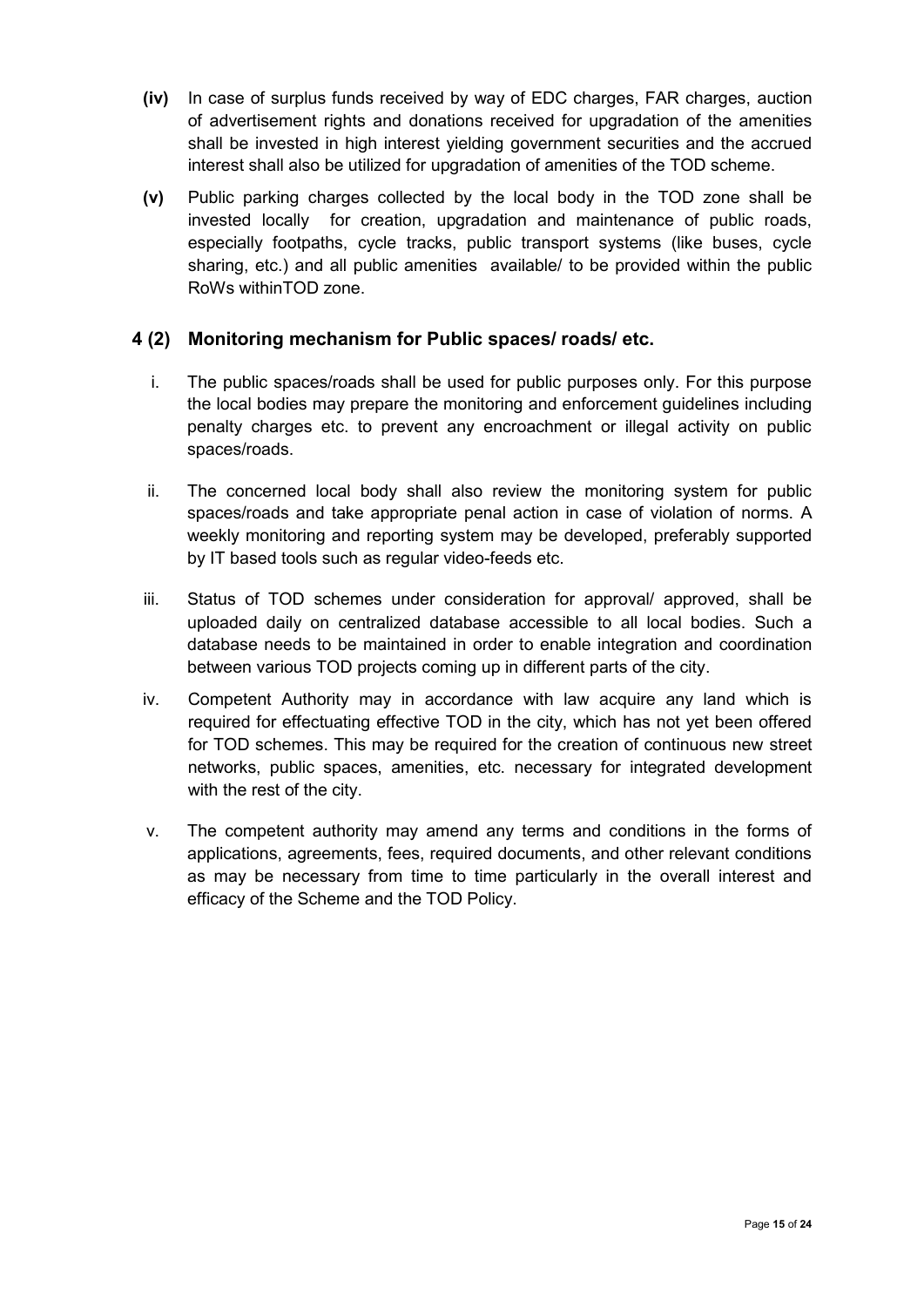**(iv)** In case of surplus funds received by way of EDC charges, FAR charges, auction of advertisement rights and donations received for upgradation of the amenities shall be invested in high interest yielding government securities and the accrued interest shall also be utilized for upgradation of amenities of the TOD scheme.

**(v)** Public parking charges collected by the local body in the TOD zone shall be invested locally for creation, upgradation and maintenance of public roads, especially footpaths, cycle tracks, public transport systems (like buses, cycle sharing, etc.) and all public amenities available/ to be provided within the public RoWs withinTOD zone.

## 4 (2) Monitoring mechanism for Public spaces/ roads/ etc.

i. The public spaces/roads shall be used for public purposes only. For this purpose the local bodies may prepare the monitoring and enforcement guidelines including penalty charges etc. to prevent any encroachment or illegal activity on public spaces/roads.

ii. The concerned local body shall also review the monitoring system for public spaces/roads and take appropriate penal action in case of violation of norms. A weekly monitoring and reporting system may be developed, preferably supported by IT based tools such as regular video-feeds etc.

iii. Status of TOD schemes under consideration for approval/ approved, shall be uploaded daily on centralized database accessible to all local bodies. Such a database needs to be maintained in order to enable integration and coordination between various TOD projects coming up in different parts of the city.

iv. Competent Authority may in accordance with law acquire any land which is required for effectuating effective TOD in the city, which has not yet been offered for TOD schemes. This may be required for the creation of continuous new street networks, public spaces, amenities, etc. necessary for integrated development with the rest of the city.

v. The competent authority may amend any terms and conditions in the forms of applications, agreements, fees, required documents, and other relevant conditions as may be necessary from time to time particularly in the overall interest and efficacy of the Scheme and the TOD Policy.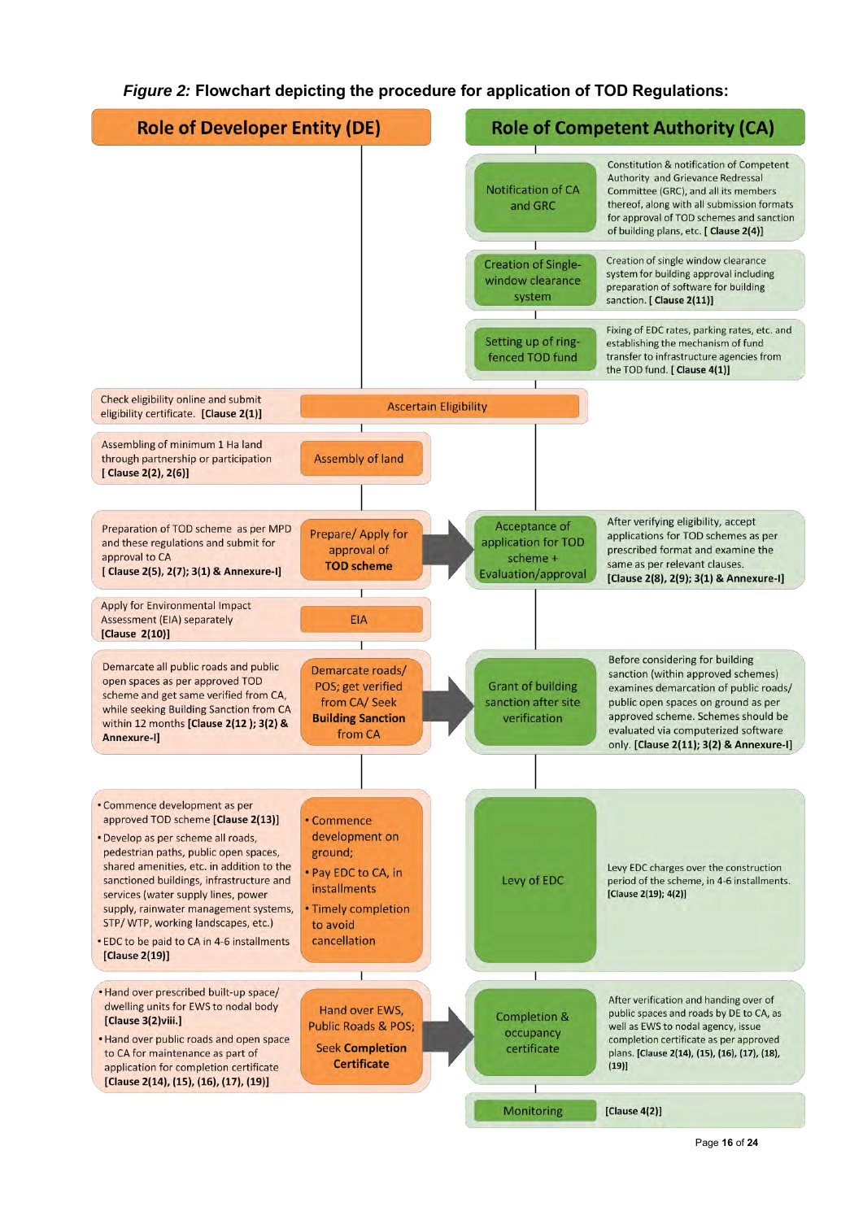***Figure 2:*** **Flowchart depicting the procedure for application of TOD Regulations:**

| Role of Developer Entity (DE) | | | Role of Competent Authority (CA) | |
|---|---|---|---|---|
| | | | Notification of CA and GRC | Constitution & notification of Competent Authority and Grievance Redressal Committee (GRC), and all its members thereof, along with all submission formats for approval of TOD schemes and sanction of building plans, etc. **[ Clause 2(4)]** |
| | | | Creation of Single-window clearance system | Creation of single window clearance system for building approval including preparation of software for building sanction. **[ Clause 2(11)]** |
| | | | Setting up of ring-fenced TOD fund | Fixing of EDC rates, parking rates, etc. and establishing the mechanism of fund transfer to infrastructure agencies from the TOD fund. **[ Clause 4(1)]** |
| Check eligibility online and submit eligibility certificate. **[Clause 2(1)]** | Ascertain Eligibility | | | |
| Assembling of minimum 1 Ha land through partnership or participation **[ Clause 2(2), 2(6)]** | Assembly of land | | | |
| Preparation of TOD scheme as per MPD and these regulations and submit for approval to CA **[ Clause 2(5), 2(7); 3(1) & Annexure-I]** | Prepare/ Apply for approval of **TOD scheme** | → | Acceptance of application for TOD scheme + Evaluation/approval | After verifying eligibility, accept applications for TOD schemes as per prescribed format and examine the same as per relevant clauses. **[Clause 2(8), 2(9); 3(1) & Annexure-I]** |
| Apply for Environmental Impact Assessment (EIA) separately **[Clause 2(10)]** | EIA | | | |
| Demarcate all public roads and public open spaces as per approved TOD scheme and get same verified from CA, while seeking Building Sanction from CA within 12 months **[Clause 2(12 ); 3(2) & Annexure-I]** | Demarcate roads/ POS; get verified from CA/ Seek **Building Sanction** from CA | → | Grant of building sanction after site verification | Before considering for building sanction (within approved schemes) examines demarcation of public roads/ public open spaces on ground as per approved scheme. Schemes should be evaluated via computerized software only. **[Clause 2(11); 3(2) & Annexure-I]** |
| • Commence development as per approved TOD scheme **[Clause 2(13)]**<br>• Develop as per scheme all roads, pedestrian paths, public open spaces, shared amenities, etc. in addition to the sanctioned buildings, infrastructure and services (water supply lines, power supply, rainwater management systems, STP/ WTP, working landscapes, etc.)<br>• EDC to be paid to CA in 4-6 installments **[Clause 2(19)]** | • Commence development on ground;<br>• Pay EDC to CA, in installments<br>• Timely completion to avoid cancellation | | Levy of EDC | Levy EDC charges over the construction period of the scheme, in 4-6 installments. **[Clause 2(19); 4(2)]** |
| • Hand over prescribed built-up space/ dwelling units for EWS to nodal body **[Clause 3(2)viii.]**<br>• Hand over public roads and open space to CA for maintenance as part of application for completion certificate **[Clause 2(14), (15), (16), (17), (19)]** | Hand over EWS, Public Roads & POS; Seek **Completion Certificate** | → | Completion & occupancy certificate | After verification and handing over of public spaces and roads by DE to CA, as well as EWS to nodal agency, issue completion certificate as per approved plans. **[Clause 2(14), (15), (16), (17), (18), (19)]** |
| | | | Monitoring | **[Clause 4(2)]** |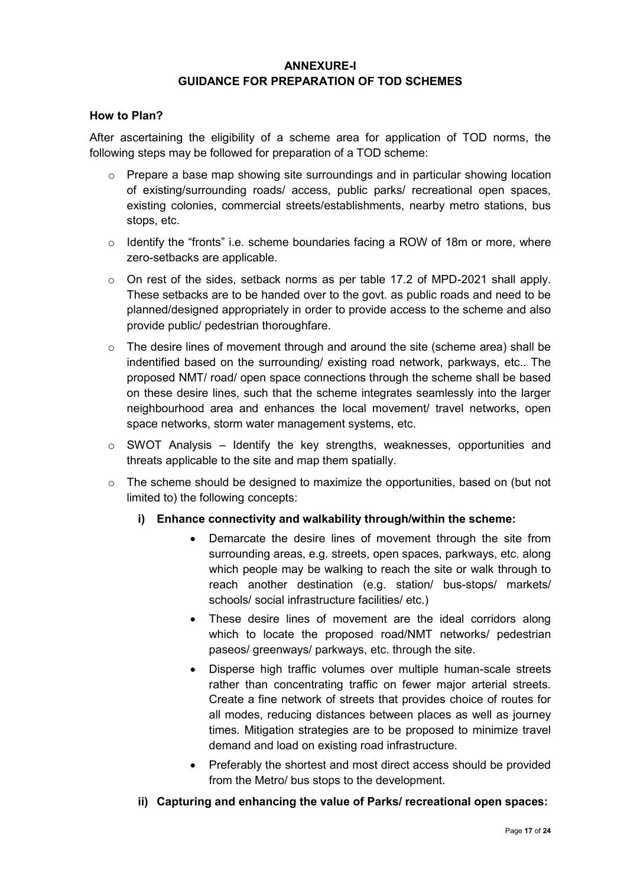## ANNEXURE-I
## GUIDANCE FOR PREPARATION OF TOD SCHEMES

**How to Plan?**

After ascertaining the eligibility of a scheme area for application of TOD norms, the following steps may be followed for preparation of a TOD scheme:

- Prepare a base map showing site surroundings and in particular showing location of existing/surrounding roads/ access, public parks/ recreational open spaces, existing colonies, commercial streets/establishments, nearby metro stations, bus stops, etc.
- Identify the "fronts" i.e. scheme boundaries facing a ROW of 18m or more, where zero-setbacks are applicable.
- On rest of the sides, setback norms as per table 17.2 of MPD-2021 shall apply. These setbacks are to be handed over to the govt. as public roads and need to be planned/designed appropriately in order to provide access to the scheme and also provide public/ pedestrian thoroughfare.
- The desire lines of movement through and around the site (scheme area) shall be indentified based on the surrounding/ existing road network, parkways, etc.. The proposed NMT/ road/ open space connections through the scheme shall be based on these desire lines, such that the scheme integrates seamlessly into the larger neighbourhood area and enhances the local movement/ travel networks, open space networks, storm water management systems, etc.
- SWOT Analysis – Identify the key strengths, weaknesses, opportunities and threats applicable to the site and map them spatially.
- The scheme should be designed to maximize the opportunities, based on (but not limited to) the following concepts:

  **i) Enhance connectivity and walkability through/within the scheme:**

  - Demarcate the desire lines of movement through the site from surrounding areas, e.g. streets, open spaces, parkways, etc. along which people may be walking to reach the site or walk through to reach another destination (e.g. station/ bus-stops/ markets/ schools/ social infrastructure facilities/ etc.)
  - These desire lines of movement are the ideal corridors along which to locate the proposed road/NMT networks/ pedestrian paseos/ greenways/ parkways, etc. through the site.
  - Disperse high traffic volumes over multiple human-scale streets rather than concentrating traffic on fewer major arterial streets. Create a fine network of streets that provides choice of routes for all modes, reducing distances between places as well as journey times. Mitigation strategies are to be proposed to minimize travel demand and load on existing road infrastructure.
  - Preferably the shortest and most direct access should be provided from the Metro/ bus stops to the development.

  **ii) Capturing and enhancing the value of Parks/ recreational open spaces:**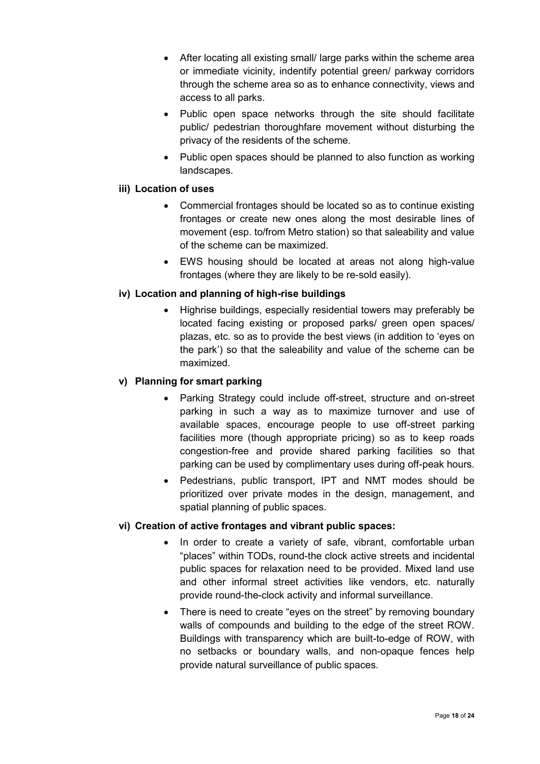- After locating all existing small/ large parks within the scheme area or immediate vicinity, indentify potential green/ parkway corridors through the scheme area so as to enhance connectivity, views and access to all parks.
- Public open space networks through the site should facilitate public/ pedestrian thoroughfare movement without disturbing the privacy of the residents of the scheme.
- Public open spaces should be planned to also function as working landscapes.

**iii) Location of uses**

- Commercial frontages should be located so as to continue existing frontages or create new ones along the most desirable lines of movement (esp. to/from Metro station) so that saleability and value of the scheme can be maximized.
- EWS housing should be located at areas not along high-value frontages (where they are likely to be re-sold easily).

**iv) Location and planning of high-rise buildings**

- Highrise buildings, especially residential towers may preferably be located facing existing or proposed parks/ green open spaces/ plazas, etc. so as to provide the best views (in addition to 'eyes on the park') so that the saleability and value of the scheme can be maximized.

**v) Planning for smart parking**

- Parking Strategy could include off-street, structure and on-street parking in such a way as to maximize turnover and use of available spaces, encourage people to use off-street parking facilities more (though appropriate pricing) so as to keep roads congestion-free and provide shared parking facilities so that parking can be used by complimentary uses during off-peak hours.
- Pedestrians, public transport, IPT and NMT modes should be prioritized over private modes in the design, management, and spatial planning of public spaces.

**vi) Creation of active frontages and vibrant public spaces:**

- In order to create a variety of safe, vibrant, comfortable urban "places" within TODs, round-the clock active streets and incidental public spaces for relaxation need to be provided. Mixed land use and other informal street activities like vendors, etc. naturally provide round-the-clock activity and informal surveillance.
- There is need to create "eyes on the street" by removing boundary walls of compounds and building to the edge of the street ROW. Buildings with transparency which are built-to-edge of ROW, with no setbacks or boundary walls, and non-opaque fences help provide natural surveillance of public spaces.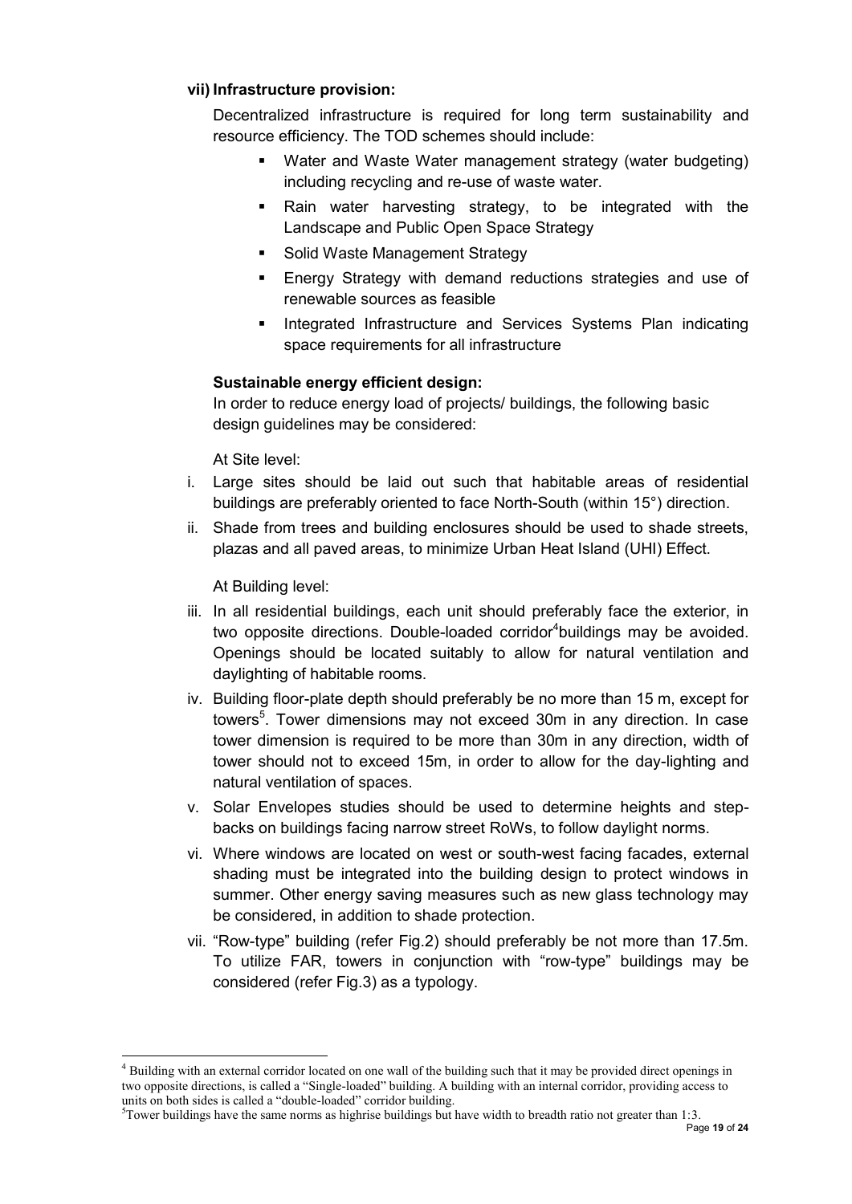### vii) Infrastructure provision:

Decentralized infrastructure is required for long term sustainability and resource efficiency. The TOD schemes should include:

- Water and Waste Water management strategy (water budgeting) including recycling and re-use of waste water.
- Rain water harvesting strategy, to be integrated with the Landscape and Public Open Space Strategy
- Solid Waste Management Strategy
- Energy Strategy with demand reductions strategies and use of renewable sources as feasible
- Integrated Infrastructure and Services Systems Plan indicating space requirements for all infrastructure

**Sustainable energy efficient design:**

In order to reduce energy load of projects/ buildings, the following basic design guidelines may be considered:

At Site level:

i. Large sites should be laid out such that habitable areas of residential buildings are preferably oriented to face North-South (within 15°) direction.

ii. Shade from trees and building enclosures should be used to shade streets, plazas and all paved areas, to minimize Urban Heat Island (UHI) Effect.

At Building level:

iii. In all residential buildings, each unit should preferably face the exterior, in two opposite directions. Double-loaded corridor[4] buildings may be avoided. Openings should be located suitably to allow for natural ventilation and daylighting of habitable rooms.

iv. Building floor-plate depth should preferably be no more than 15 m, except for towers[5]. Tower dimensions may not exceed 30m in any direction. In case tower dimension is required to be more than 30m in any direction, width of tower should not to exceed 15m, in order to allow for the day-lighting and natural ventilation of spaces.

v. Solar Envelopes studies should be used to determine heights and step-backs on buildings facing narrow street RoWs, to follow daylight norms.

vi. Where windows are located on west or south-west facing facades, external shading must be integrated into the building design to protect windows in summer. Other energy saving measures such as new glass technology may be considered, in addition to shade protection.

vii. "Row-type" building (refer Fig.2) should preferably be not more than 17.5m. To utilize FAR, towers in conjunction with "row-type" buildings may be considered (refer Fig.3) as a typology.

---

[4] Building with an external corridor located on one wall of the building such that it may be provided direct openings in two opposite directions, is called a "Single-loaded" building. A building with an internal corridor, providing access to units on both sides is called a "double-loaded" corridor building.

[5] Tower buildings have the same norms as highrise buildings but have width to breadth ratio not greater than 1:3.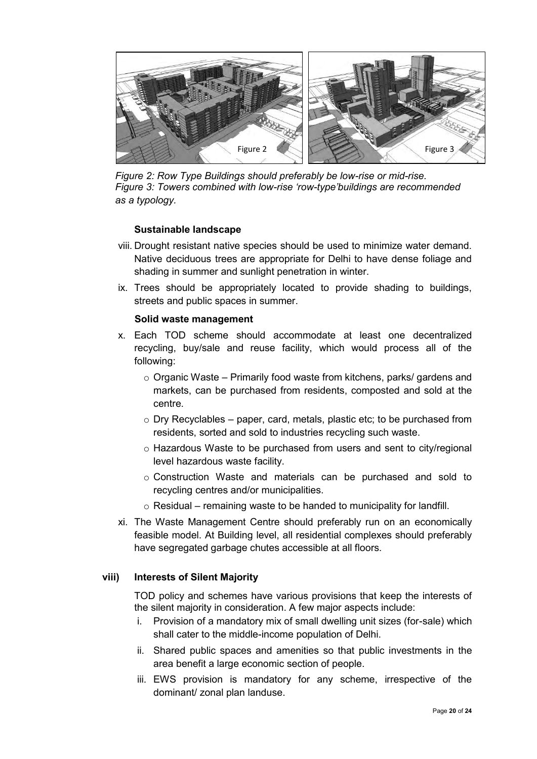*Figure 2: Row Type Buildings should preferably be low-rise or mid-rise.*
*Figure 3: Towers combined with low-rise 'row-type'buildings are recommended as a typology.*

**Sustainable landscape**

viii. Drought resistant native species should be used to minimize water demand. Native deciduous trees are appropriate for Delhi to have dense foliage and shading in summer and sunlight penetration in winter.

ix. Trees should be appropriately located to provide shading to buildings, streets and public spaces in summer.

**Solid waste management**

x. Each TOD scheme should accommodate at least one decentralized recycling, buy/sale and reuse facility, which would process all of the following:

   - Organic Waste – Primarily food waste from kitchens, parks/ gardens and markets, can be purchased from residents, composted and sold at the centre.
   - Dry Recyclables – paper, card, metals, plastic etc; to be purchased from residents, sorted and sold to industries recycling such waste.
   - Hazardous Waste to be purchased from users and sent to city/regional level hazardous waste facility.
   - Construction Waste and materials can be purchased and sold to recycling centres and/or municipalities.
   - Residual – remaining waste to be handed to municipality for landfill.

xi. The Waste Management Centre should preferably run on an economically feasible model. At Building level, all residential complexes should preferably have segregated garbage chutes accessible at all floors.

**viii) Interests of Silent Majority**

TOD policy and schemes have various provisions that keep the interests of the silent majority in consideration. A few major aspects include:

i. Provision of a mandatory mix of small dwelling unit sizes (for-sale) which shall cater to the middle-income population of Delhi.

ii. Shared public spaces and amenities so that public investments in the area benefit a large economic section of people.

iii. EWS provision is mandatory for any scheme, irrespective of the dominant/ zonal plan landuse.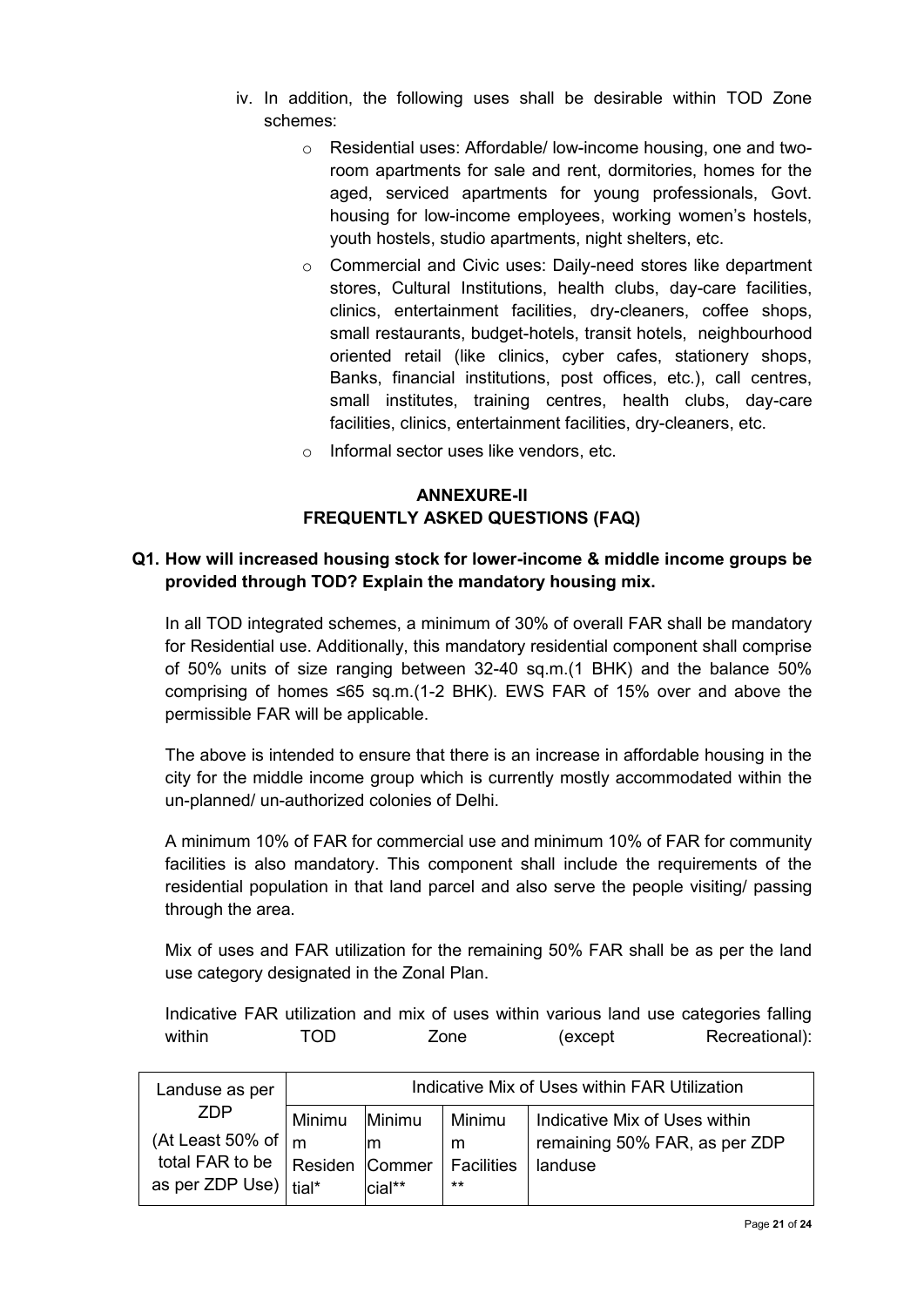iv. In addition, the following uses shall be desirable within TOD Zone schemes:

  - Residential uses: Affordable/ low-income housing, one and two-room apartments for sale and rent, dormitories, homes for the aged, serviced apartments for young professionals, Govt. housing for low-income employees, working women's hostels, youth hostels, studio apartments, night shelters, etc.
  - Commercial and Civic uses: Daily-need stores like department stores, Cultural Institutions, health clubs, day-care facilities, clinics, entertainment facilities, dry-cleaners, coffee shops, small restaurants, budget-hotels, transit hotels, neighbourhood oriented retail (like clinics, cyber cafes, stationery shops, Banks, financial institutions, post offices, etc.), call centres, small institutes, training centres, health clubs, day-care facilities, clinics, entertainment facilities, dry-cleaners, etc.
  - Informal sector uses like vendors, etc.

## ANNEXURE-II
## FREQUENTLY ASKED QUESTIONS (FAQ)

**Q1. How will increased housing stock for lower-income & middle income groups be provided through TOD? Explain the mandatory housing mix.**

In all TOD integrated schemes, a minimum of 30% of overall FAR shall be mandatory for Residential use. Additionally, this mandatory residential component shall comprise of 50% units of size ranging between 32-40 sq.m.(1 BHK) and the balance 50% comprising of homes ≤65 sq.m.(1-2 BHK). EWS FAR of 15% over and above the permissible FAR will be applicable.

The above is intended to ensure that there is an increase in affordable housing in the city for the middle income group which is currently mostly accommodated within the un-planned/ un-authorized colonies of Delhi.

A minimum 10% of FAR for commercial use and minimum 10% of FAR for community facilities is also mandatory. This component shall include the requirements of the residential population in that land parcel and also serve the people visiting/ passing through the area.

Mix of uses and FAR utilization for the remaining 50% FAR shall be as per the land use category designated in the Zonal Plan.

Indicative FAR utilization and mix of uses within various land use categories falling within TOD Zone (except Recreational):

| Landuse as per ZDP (At Least 50% of total FAR to be as per ZDP Use) | Indicative Mix of Uses within FAR Utilization | | | |
|---|---|---|---|---|
| | Minimum Residential* | Minimum Commercial** | Minimum Facilities ** | Indicative Mix of Uses within remaining 50% FAR, as per ZDP landuse |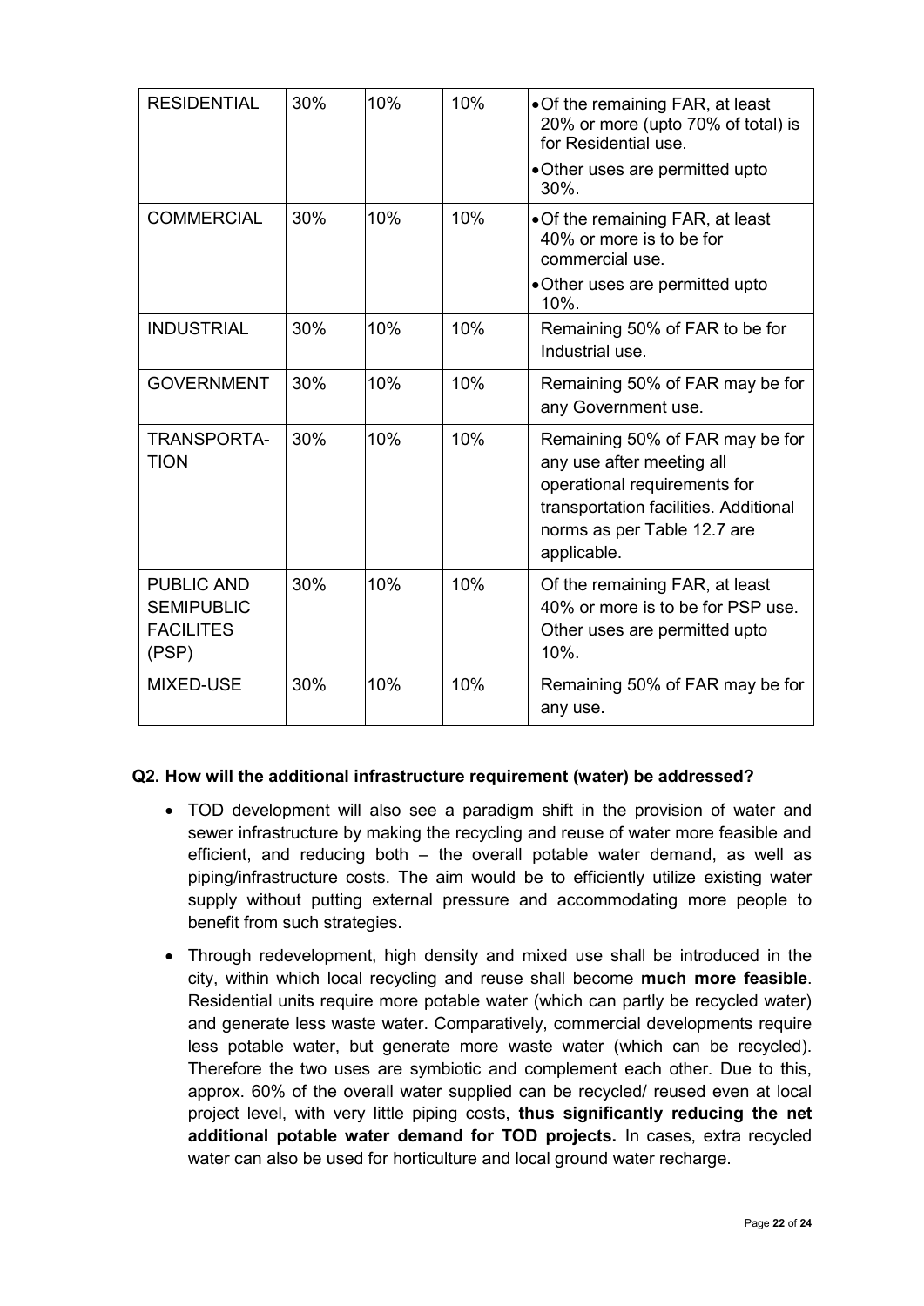| RESIDENTIAL | 30% | 10% | 10% | • Of the remaining FAR, at least 20% or more (upto 70% of total) is for Residential use.<br>• Other uses are permitted upto 30%. |
|---|---|---|---|---|
| COMMERCIAL | 30% | 10% | 10% | • Of the remaining FAR, at least 40% or more is to be for commercial use.<br>• Other uses are permitted upto 10%. |
| INDUSTRIAL | 30% | 10% | 10% | Remaining 50% of FAR to be for Industrial use. |
| GOVERNMENT | 30% | 10% | 10% | Remaining 50% of FAR may be for any Government use. |
| TRANSPORTA-TION | 30% | 10% | 10% | Remaining 50% of FAR may be for any use after meeting all operational requirements for transportation facilities. Additional norms as per Table 12.7 are applicable. |
| PUBLIC AND SEMIPUBLIC FACILITES (PSP) | 30% | 10% | 10% | Of the remaining FAR, at least 40% or more is to be for PSP use. Other uses are permitted upto 10%. |
| MIXED-USE | 30% | 10% | 10% | Remaining 50% of FAR may be for any use. |

**Q2. How will the additional infrastructure requirement (water) be addressed?**

- TOD development will also see a paradigm shift in the provision of water and sewer infrastructure by making the recycling and reuse of water more feasible and efficient, and reducing both – the overall potable water demand, as well as piping/infrastructure costs. The aim would be to efficiently utilize existing water supply without putting external pressure and accommodating more people to benefit from such strategies.
- Through redevelopment, high density and mixed use shall be introduced in the city, within which local recycling and reuse shall become **much more feasible**. Residential units require more potable water (which can partly be recycled water) and generate less waste water. Comparatively, commercial developments require less potable water, but generate more waste water (which can be recycled). Therefore the two uses are symbiotic and complement each other. Due to this, approx. 60% of the overall water supplied can be recycled/ reused even at local project level, with very little piping costs, **thus significantly reducing the net additional potable water demand for TOD projects.** In cases, extra recycled water can also be used for horticulture and local ground water recharge.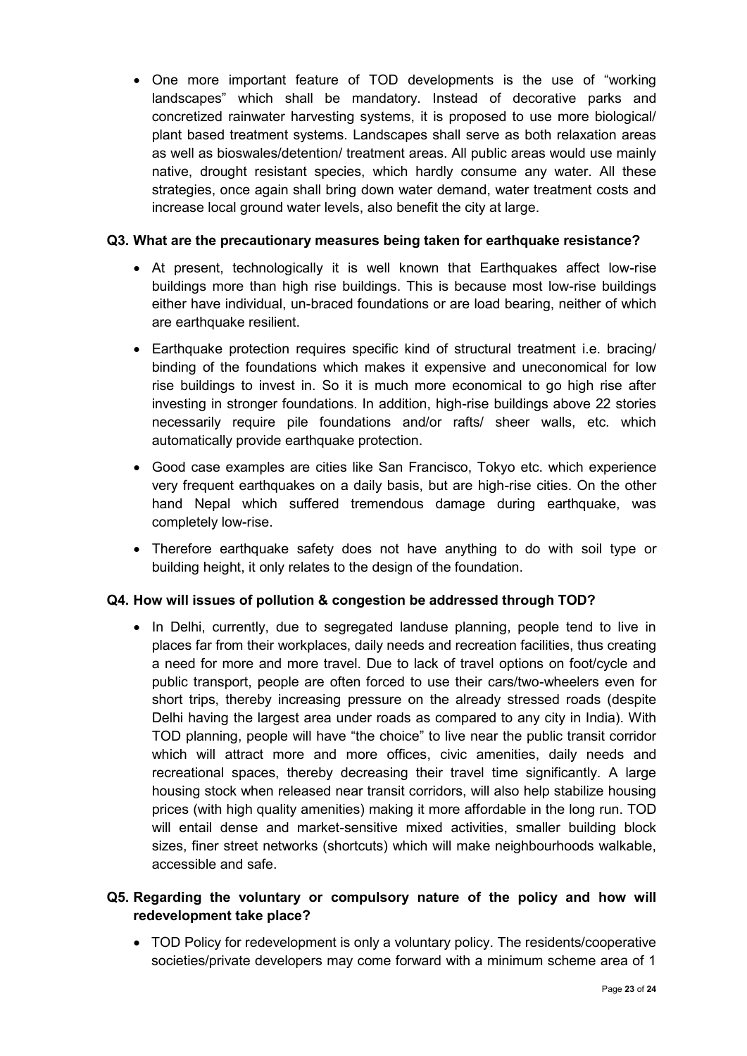- One more important feature of TOD developments is the use of "working landscapes" which shall be mandatory. Instead of decorative parks and concretized rainwater harvesting systems, it is proposed to use more biological/ plant based treatment systems. Landscapes shall serve as both relaxation areas as well as bioswales/detention/ treatment areas. All public areas would use mainly native, drought resistant species, which hardly consume any water. All these strategies, once again shall bring down water demand, water treatment costs and increase local ground water levels, also benefit the city at large.

**Q3. What are the precautionary measures being taken for earthquake resistance?**

- At present, technologically it is well known that Earthquakes affect low-rise buildings more than high rise buildings. This is because most low-rise buildings either have individual, un-braced foundations or are load bearing, neither of which are earthquake resilient.
- Earthquake protection requires specific kind of structural treatment i.e. bracing/ binding of the foundations which makes it expensive and uneconomical for low rise buildings to invest in. So it is much more economical to go high rise after investing in stronger foundations. In addition, high-rise buildings above 22 stories necessarily require pile foundations and/or rafts/ sheer walls, etc. which automatically provide earthquake protection.
- Good case examples are cities like San Francisco, Tokyo etc. which experience very frequent earthquakes on a daily basis, but are high-rise cities. On the other hand Nepal which suffered tremendous damage during earthquake, was completely low-rise.
- Therefore earthquake safety does not have anything to do with soil type or building height, it only relates to the design of the foundation.

**Q4. How will issues of pollution & congestion be addressed through TOD?**

- In Delhi, currently, due to segregated landuse planning, people tend to live in places far from their workplaces, daily needs and recreation facilities, thus creating a need for more and more travel. Due to lack of travel options on foot/cycle and public transport, people are often forced to use their cars/two-wheelers even for short trips, thereby increasing pressure on the already stressed roads (despite Delhi having the largest area under roads as compared to any city in India). With TOD planning, people will have "the choice" to live near the public transit corridor which will attract more and more offices, civic amenities, daily needs and recreational spaces, thereby decreasing their travel time significantly. A large housing stock when released near transit corridors, will also help stabilize housing prices (with high quality amenities) making it more affordable in the long run. TOD will entail dense and market-sensitive mixed activities, smaller building block sizes, finer street networks (shortcuts) which will make neighbourhoods walkable, accessible and safe.

**Q5. Regarding the voluntary or compulsory nature of the policy and how will redevelopment take place?**

- TOD Policy for redevelopment is only a voluntary policy. The residents/cooperative societies/private developers may come forward with a minimum scheme area of 1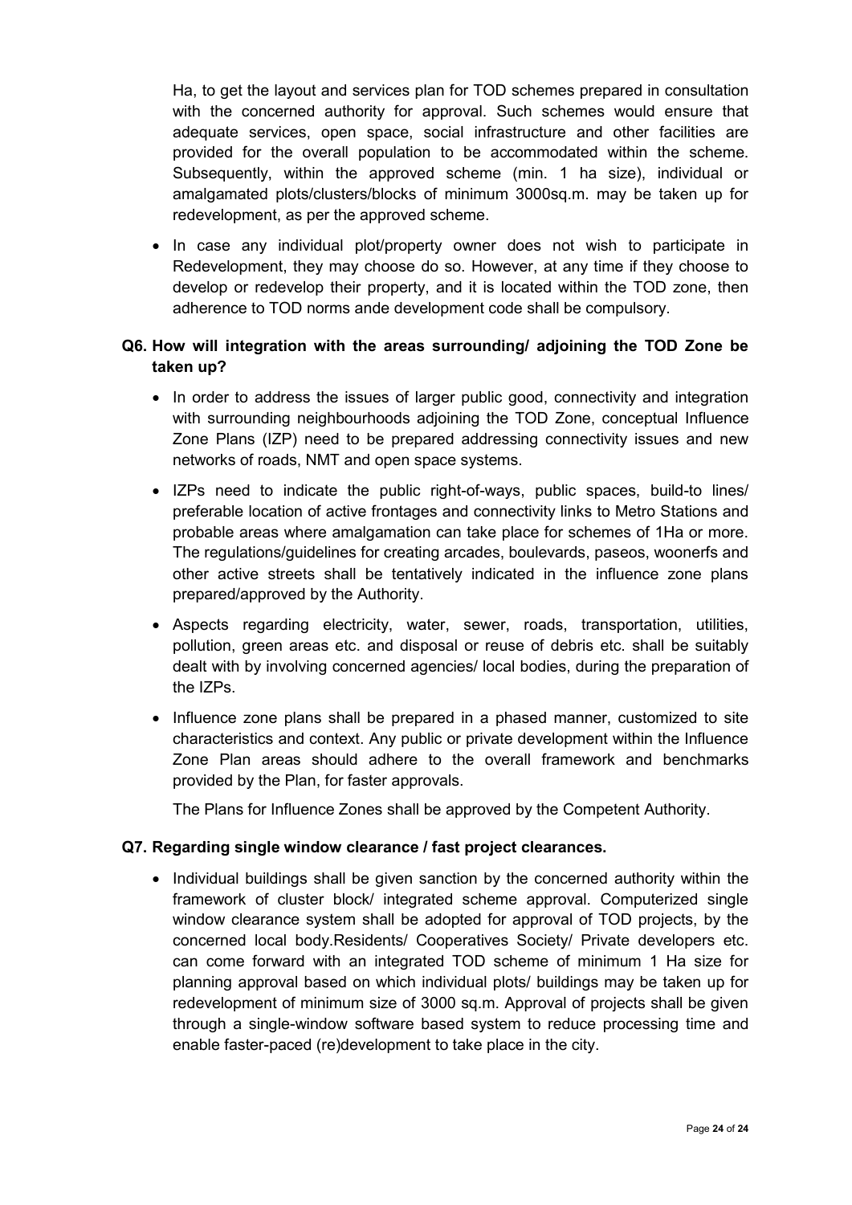Ha, to get the layout and services plan for TOD schemes prepared in consultation with the concerned authority for approval. Such schemes would ensure that adequate services, open space, social infrastructure and other facilities are provided for the overall population to be accommodated within the scheme. Subsequently, within the approved scheme (min. 1 ha size), individual or amalgamated plots/clusters/blocks of minimum 3000sq.m. may be taken up for redevelopment, as per the approved scheme.

- In case any individual plot/property owner does not wish to participate in Redevelopment, they may choose do so. However, at any time if they choose to develop or redevelop their property, and it is located within the TOD zone, then adherence to TOD norms ande development code shall be compulsory.

**Q6. How will integration with the areas surrounding/ adjoining the TOD Zone be taken up?**

- In order to address the issues of larger public good, connectivity and integration with surrounding neighbourhoods adjoining the TOD Zone, conceptual Influence Zone Plans (IZP) need to be prepared addressing connectivity issues and new networks of roads, NMT and open space systems.
- IZPs need to indicate the public right-of-ways, public spaces, build-to lines/ preferable location of active frontages and connectivity links to Metro Stations and probable areas where amalgamation can take place for schemes of 1Ha or more. The regulations/guidelines for creating arcades, boulevards, paseos, woonerfs and other active streets shall be tentatively indicated in the influence zone plans prepared/approved by the Authority.
- Aspects regarding electricity, water, sewer, roads, transportation, utilities, pollution, green areas etc. and disposal or reuse of debris etc. shall be suitably dealt with by involving concerned agencies/ local bodies, during the preparation of the IZPs.
- Influence zone plans shall be prepared in a phased manner, customized to site characteristics and context. Any public or private development within the Influence Zone Plan areas should adhere to the overall framework and benchmarks provided by the Plan, for faster approvals.

  The Plans for Influence Zones shall be approved by the Competent Authority.

**Q7. Regarding single window clearance / fast project clearances.**

- Individual buildings shall be given sanction by the concerned authority within the framework of cluster block/ integrated scheme approval. Computerized single window clearance system shall be adopted for approval of TOD projects, by the concerned local body.Residents/ Cooperatives Society/ Private developers etc. can come forward with an integrated TOD scheme of minimum 1 Ha size for planning approval based on which individual plots/ buildings may be taken up for redevelopment of minimum size of 3000 sq.m. Approval of projects shall be given through a single-window software based system to reduce processing time and enable faster-paced (re)development to take place in the city.